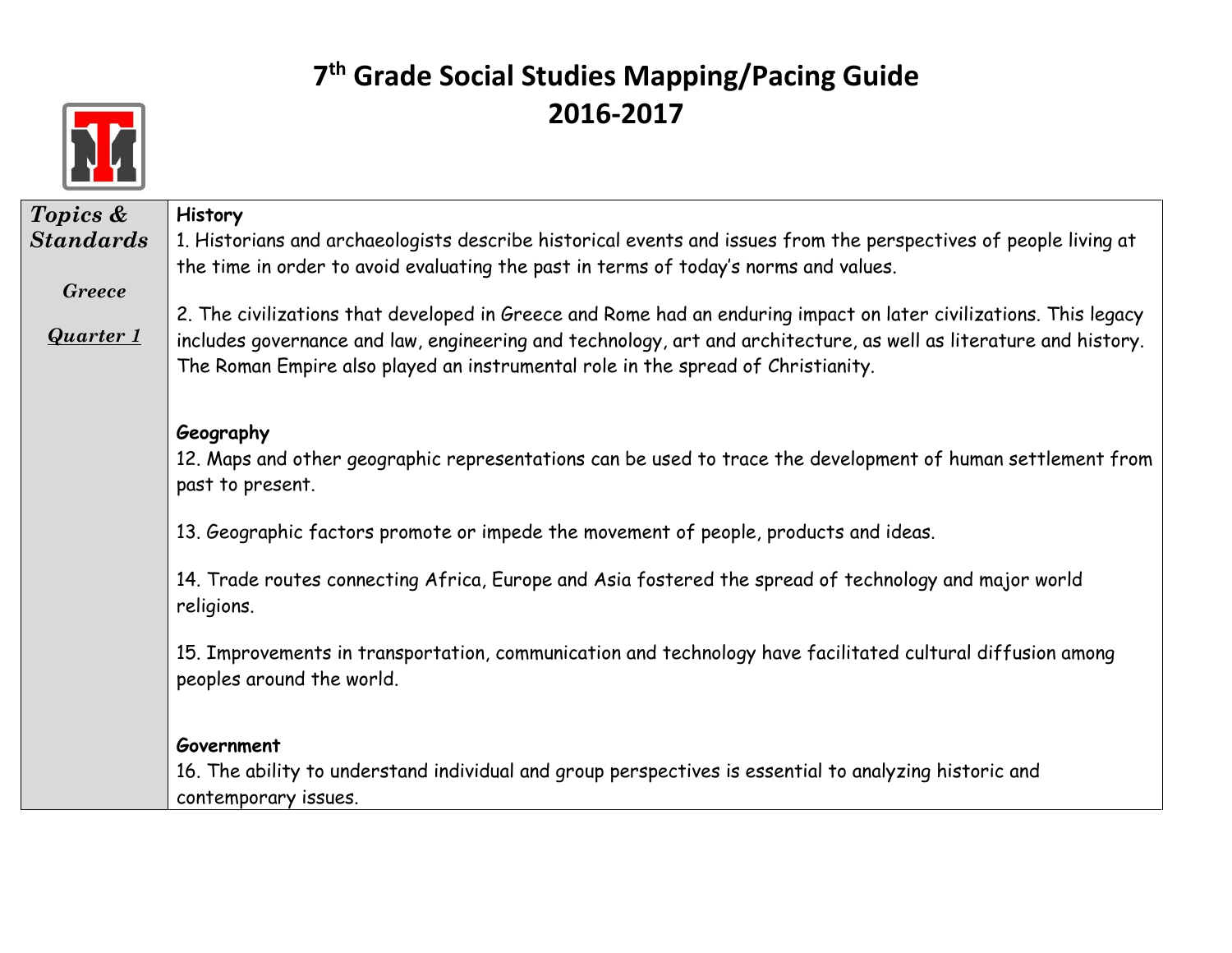# 7th Grade Social Studies Mapping/Pacing Guide
## 2016-2017

| | |
|---|---|
| ***Topics & Standards***<br><br>***Greece***<br><br>***Quarter 1*** | **History**<br>1. Historians and archaeologists describe historical events and issues from the perspectives of people living at the time in order to avoid evaluating the past in terms of today's norms and values.<br><br>2. The civilizations that developed in Greece and Rome had an enduring impact on later civilizations. This legacy includes governance and law, engineering and technology, art and architecture, as well as literature and history. The Roman Empire also played an instrumental role in the spread of Christianity.<br><br>**Geography**<br>12. Maps and other geographic representations can be used to trace the development of human settlement from past to present.<br><br>13. Geographic factors promote or impede the movement of people, products and ideas.<br><br>14. Trade routes connecting Africa, Europe and Asia fostered the spread of technology and major world religions.<br><br>15. Improvements in transportation, communication and technology have facilitated cultural diffusion among peoples around the world.<br><br>**Government**<br>16. The ability to understand individual and group perspectives is essential to analyzing historic and contemporary issues. |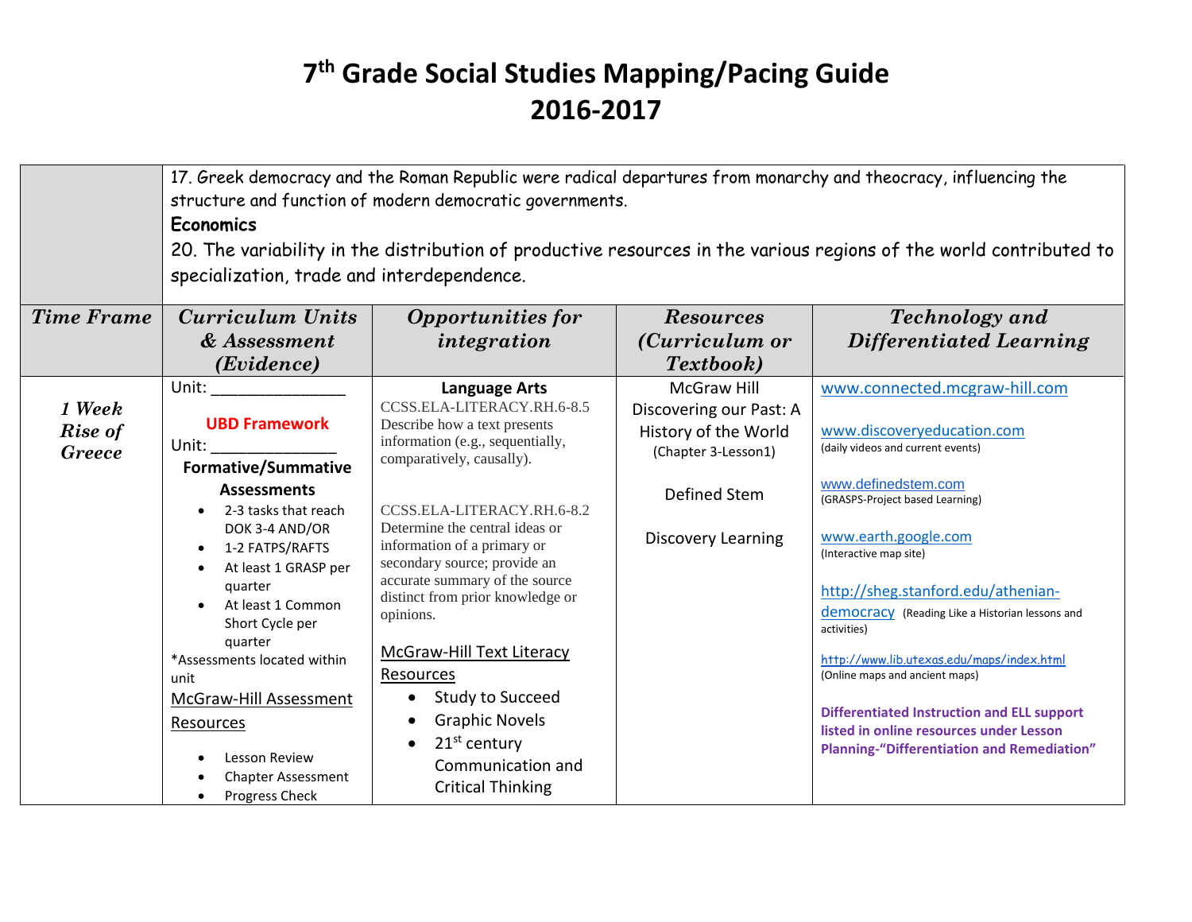# 7th Grade Social Studies Mapping/Pacing Guide
# 2016-2017

| | | | | |
|---|---|---|---|---|
| | 17. Greek democracy and the Roman Republic were radical departures from monarchy and theocracy, influencing the structure and function of modern democratic governments.<br>**Economics**<br>20. The variability in the distribution of productive resources in the various regions of the world contributed to specialization, trade and interdependence. | | | |
| ***Time Frame*** | ***Curriculum Units & Assessment (Evidence)*** | ***Opportunities for integration*** | ***Resources (Curriculum or Textbook)*** | ***Technology and Differentiated Learning*** |
| ***1 Week Rise of Greece*** | Unit: _______________<br><br>**UBD Framework**<br>Unit: ______________<br>**Formative/Summative Assessments**<br>• 2-3 tasks that reach DOK 3-4 AND/OR<br>• 1-2 FATPS/RAFTS<br>• At least 1 GRASP per quarter<br>• At least 1 Common Short Cycle per quarter<br>*Assessments located within unit<br><u>McGraw-Hill Assessment Resources</u><br>• Lesson Review<br>• Chapter Assessment<br>• Progress Check | **Language Arts**<br>CCSS.ELA-LITERACY.RH.6-8.5 Describe how a text presents information (e.g., sequentially, comparatively, causally).<br><br>CCSS.ELA-LITERACY.RH.6-8.2 Determine the central ideas or information of a primary or secondary source; provide an accurate summary of the source distinct from prior knowledge or opinions.<br><br><u>McGraw-Hill Text Literacy Resources</u><br>• Study to Succeed<br>• Graphic Novels<br>• 21st century Communication and Critical Thinking | McGraw Hill Discovering our Past: A History of the World (Chapter 3-Lesson1)<br><br>Defined Stem<br><br>Discovery Learning | www.connected.mcgraw-hill.com<br><br>www.discoveryeducation.com (daily videos and current events)<br><br>www.definedstem.com (GRASPS-Project based Learning)<br><br>www.earth.google.com (Interactive map site)<br><br>http://sheg.stanford.edu/athenian-democracy (Reading Like a Historian lessons and activities)<br><br>http://www.lib.utexas.edu/maps/index.html (Online maps and ancient maps)<br><br>**Differentiated Instruction and ELL support listed in online resources under Lesson Planning-"Differentiation and Remediation"** |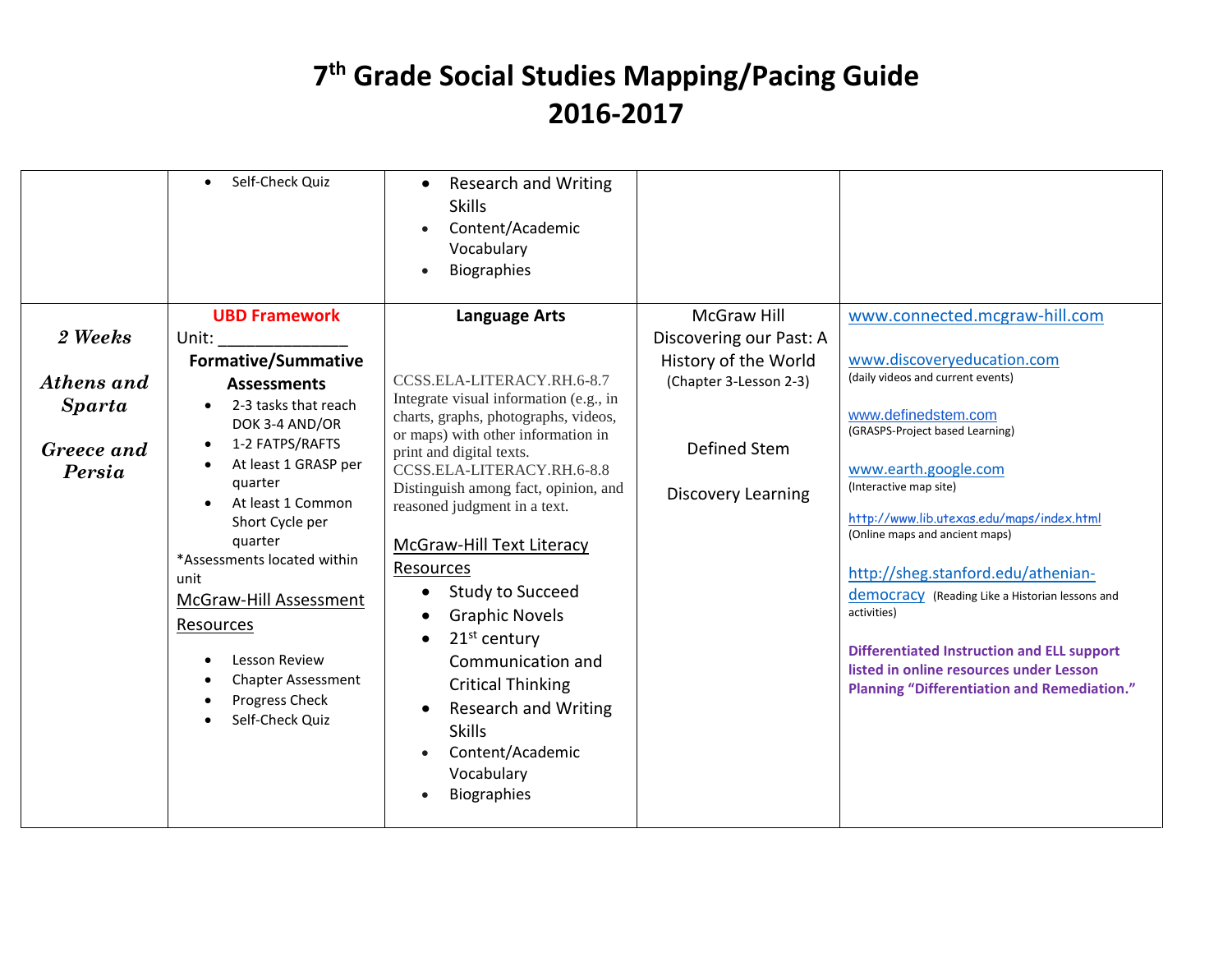# 7th Grade Social Studies Mapping/Pacing Guide 2016-2017

| | | | | |
|---|---|---|---|---|
| | • Self-Check Quiz | • Research and Writing Skills<br>• Content/Academic Vocabulary<br>• Biographies | | |
| ***2 Weeks***<br><br>***Athens and Sparta***<br><br>***Greece and Persia*** | **UBD Framework**<br>Unit: ______________<br>**Formative/Summative Assessments**<br>• 2-3 tasks that reach DOK 3-4 AND/OR<br>• 1-2 FATPS/RAFTS<br>• At least 1 GRASP per quarter<br>• At least 1 Common Short Cycle per quarter<br>*Assessments located within unit<br>McGraw-Hill Assessment Resources<br>• Lesson Review<br>• Chapter Assessment<br>• Progress Check<br>• Self-Check Quiz | **Language Arts**<br><br>CCSS.ELA-LITERACY.RH.6-8.7 Integrate visual information (e.g., in charts, graphs, photographs, videos, or maps) with other information in print and digital texts.<br>CCSS.ELA-LITERACY.RH.6-8.8 Distinguish among fact, opinion, and reasoned judgment in a text.<br><br>McGraw-Hill Text Literacy Resources<br>• Study to Succeed<br>• Graphic Novels<br>• 21st century Communication and Critical Thinking<br>• Research and Writing Skills<br>• Content/Academic Vocabulary<br>• Biographies | McGraw Hill Discovering our Past: A History of the World<br>(Chapter 3-Lesson 2-3)<br><br>Defined Stem<br><br>Discovery Learning | www.connected.mcgraw-hill.com<br><br>www.discoveryeducation.com<br>(daily videos and current events)<br><br>www.definedstem.com<br>(GRASPS-Project based Learning)<br><br>www.earth.google.com<br>(Interactive map site)<br><br>http://www.lib.utexas.edu/maps/index.html<br>(Online maps and ancient maps)<br><br>http://sheg.stanford.edu/athenian-democracy (Reading Like a Historian lessons and activities)<br><br>**Differentiated Instruction and ELL support listed in online resources under Lesson Planning "Differentiation and Remediation."** |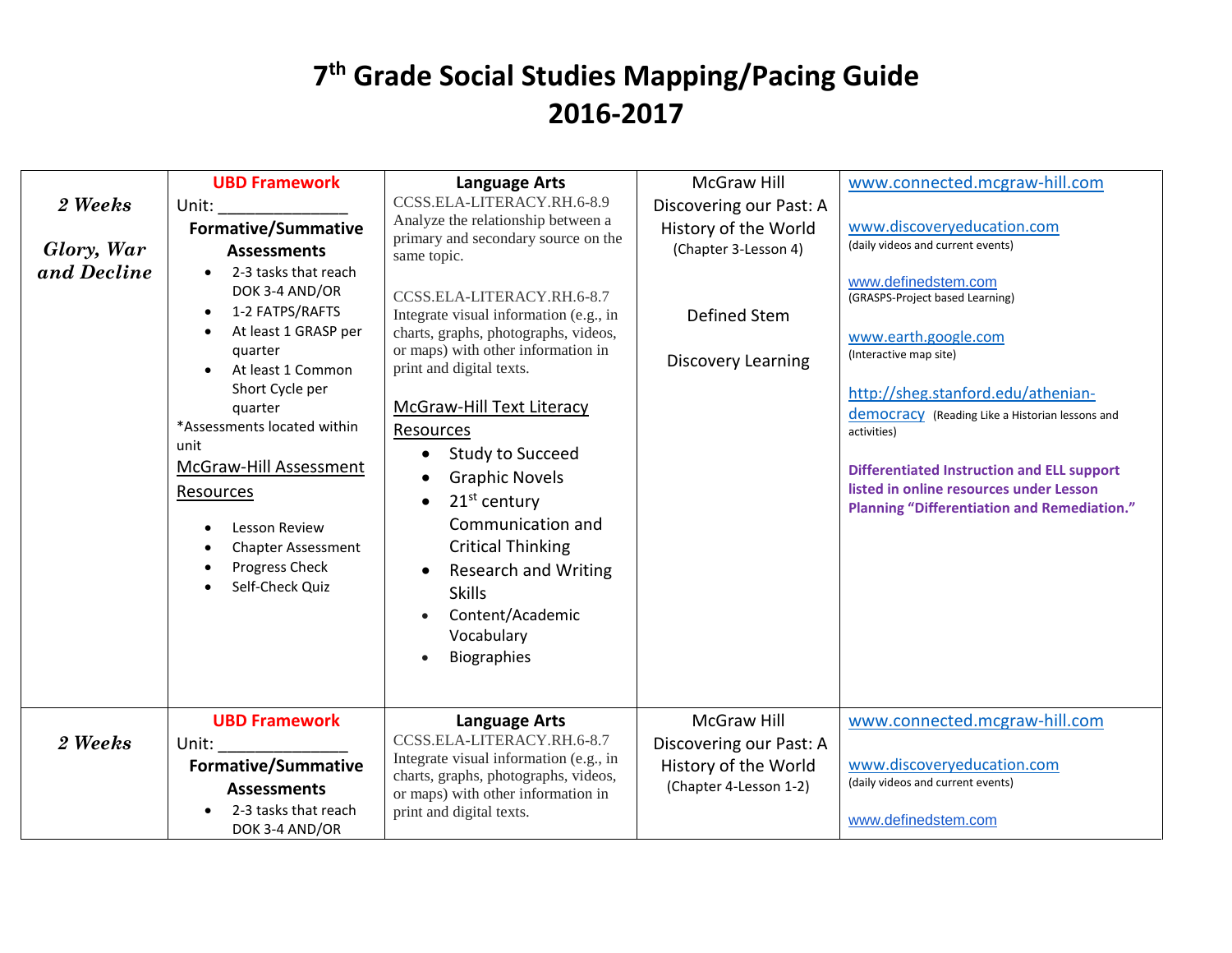# 7th Grade Social Studies Mapping/Pacing Guide
# 2016-2017

| | | | | |
|---|---|---|---|---|
| ***2 Weeks***<br><br>***Glory, War and Decline*** | **UBD Framework**<br>Unit: ______________<br>**Formative/Summative Assessments**<br>• 2-3 tasks that reach DOK 3-4 AND/OR<br>• 1-2 FATPS/RAFTS<br>• At least 1 GRASP per quarter<br>• At least 1 Common Short Cycle per quarter<br>*Assessments located within unit<br>McGraw-Hill Assessment Resources<br>• Lesson Review<br>• Chapter Assessment<br>• Progress Check<br>• Self-Check Quiz | **Language Arts**<br>CCSS.ELA-LITERACY.RH.6-8.9 Analyze the relationship between a primary and secondary source on the same topic.<br><br>CCSS.ELA-LITERACY.RH.6-8.7 Integrate visual information (e.g., in charts, graphs, photographs, videos, or maps) with other information in print and digital texts.<br><br>McGraw-Hill Text Literacy Resources<br>• Study to Succeed<br>• Graphic Novels<br>• 21st century Communication and Critical Thinking<br>• Research and Writing Skills<br>• Content/Academic Vocabulary<br>• Biographies | McGraw Hill Discovering our Past: A History of the World (Chapter 3-Lesson 4)<br><br>Defined Stem<br><br>Discovery Learning | www.connected.mcgraw-hill.com<br><br>www.discoveryeducation.com (daily videos and current events)<br><br>www.definedstem.com (GRASPS-Project based Learning)<br><br>www.earth.google.com (Interactive map site)<br><br>http://sheg.stanford.edu/athenian-democracy (Reading Like a Historian lessons and activities)<br><br>**Differentiated Instruction and ELL support listed in online resources under Lesson Planning "Differentiation and Remediation."** |
| ***2 Weeks*** | **UBD Framework**<br>Unit: ______________<br>**Formative/Summative Assessments**<br>• 2-3 tasks that reach DOK 3-4 AND/OR | **Language Arts**<br>CCSS.ELA-LITERACY.RH.6-8.7 Integrate visual information (e.g., in charts, graphs, photographs, videos, or maps) with other information in print and digital texts. | McGraw Hill Discovering our Past: A History of the World (Chapter 4-Lesson 1-2) | www.connected.mcgraw-hill.com<br><br>www.discoveryeducation.com (daily videos and current events)<br><br>www.definedstem.com |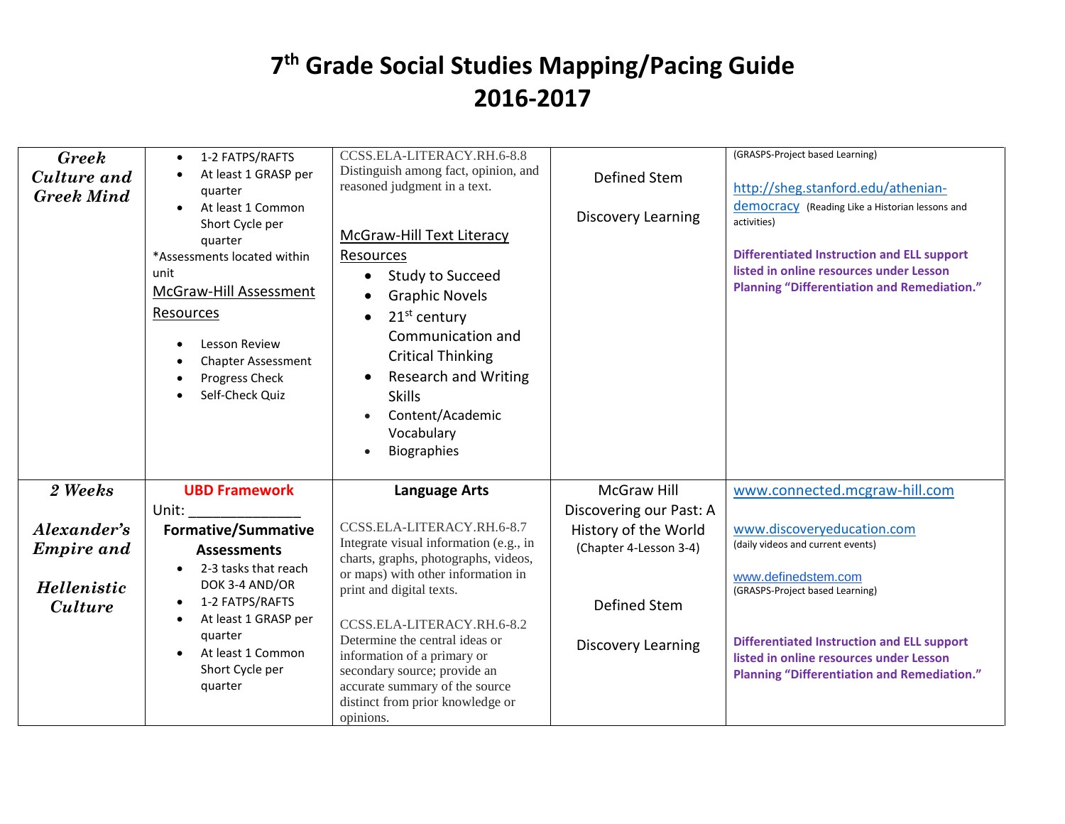# 7th Grade Social Studies Mapping/Pacing Guide 2016-2017

| | | | | |
|---|---|---|---|---|
| ***Greek Culture and Greek Mind*** | • 1-2 FATPS/RAFTS<br>• At least 1 GRASP per quarter<br>• At least 1 Common Short Cycle per quarter<br>*Assessments located within unit<br>McGraw-Hill Assessment Resources<br>• Lesson Review<br>• Chapter Assessment<br>• Progress Check<br>• Self-Check Quiz | CCSS.ELA-LITERACY.RH.6-8.8 Distinguish among fact, opinion, and reasoned judgment in a text.<br><br>McGraw-Hill Text Literacy Resources<br>• Study to Succeed<br>• Graphic Novels<br>• 21st century Communication and Critical Thinking<br>• Research and Writing Skills<br>• Content/Academic Vocabulary<br>• Biographies | Defined Stem<br><br>Discovery Learning | (GRASPS-Project based Learning)<br><br>http://sheg.stanford.edu/athenian-democracy (Reading Like a Historian lessons and activities)<br><br>**Differentiated Instruction and ELL support listed in online resources under Lesson Planning "Differentiation and Remediation."** |
| ***2 Weeks***<br><br>***Alexander's Empire and Hellenistic Culture*** | **UBD Framework**<br>Unit: ______________<br>**Formative/Summative Assessments**<br>• 2-3 tasks that reach DOK 3-4 AND/OR<br>• 1-2 FATPS/RAFTS<br>• At least 1 GRASP per quarter<br>• At least 1 Common Short Cycle per quarter | **Language Arts**<br><br>CCSS.ELA-LITERACY.RH.6-8.7 Integrate visual information (e.g., in charts, graphs, photographs, videos, or maps) with other information in print and digital texts.<br><br>CCSS.ELA-LITERACY.RH.6-8.2 Determine the central ideas or information of a primary or secondary source; provide an accurate summary of the source distinct from prior knowledge or opinions. | McGraw Hill Discovering our Past: A History of the World (Chapter 4-Lesson 3-4)<br><br>Defined Stem<br><br>Discovery Learning | www.connected.mcgraw-hill.com<br><br>www.discoveryeducation.com (daily videos and current events)<br><br>www.definedstem.com (GRASPS-Project based Learning)<br><br>**Differentiated Instruction and ELL support listed in online resources under Lesson Planning "Differentiation and Remediation."** |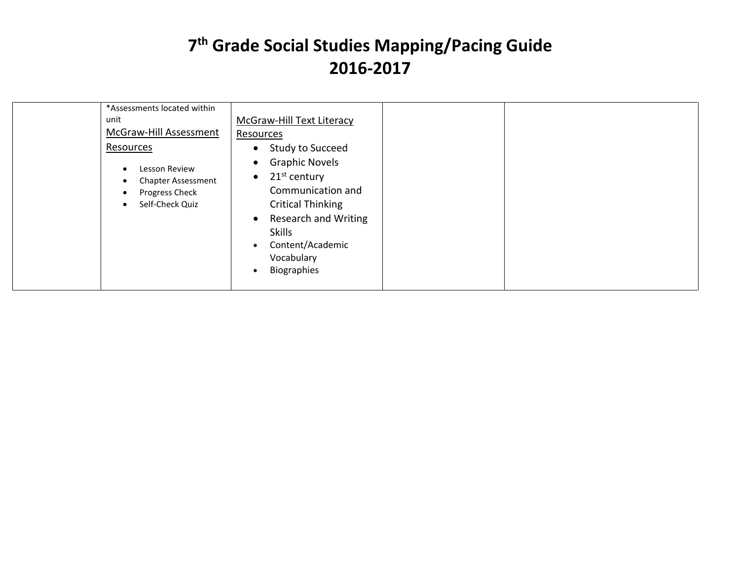# 7th Grade Social Studies Mapping/Pacing Guide 2016-2017

| | | | | |
|---|---|---|---|---|
| | *Assessments located within unit<br>McGraw-Hill Assessment Resources<br>• Lesson Review<br>• Chapter Assessment<br>• Progress Check<br>• Self-Check Quiz | McGraw-Hill Text Literacy Resources<br>• Study to Succeed<br>• Graphic Novels<br>• 21st century Communication and Critical Thinking<br>• Research and Writing Skills<br>• Content/Academic Vocabulary<br>• Biographies | | |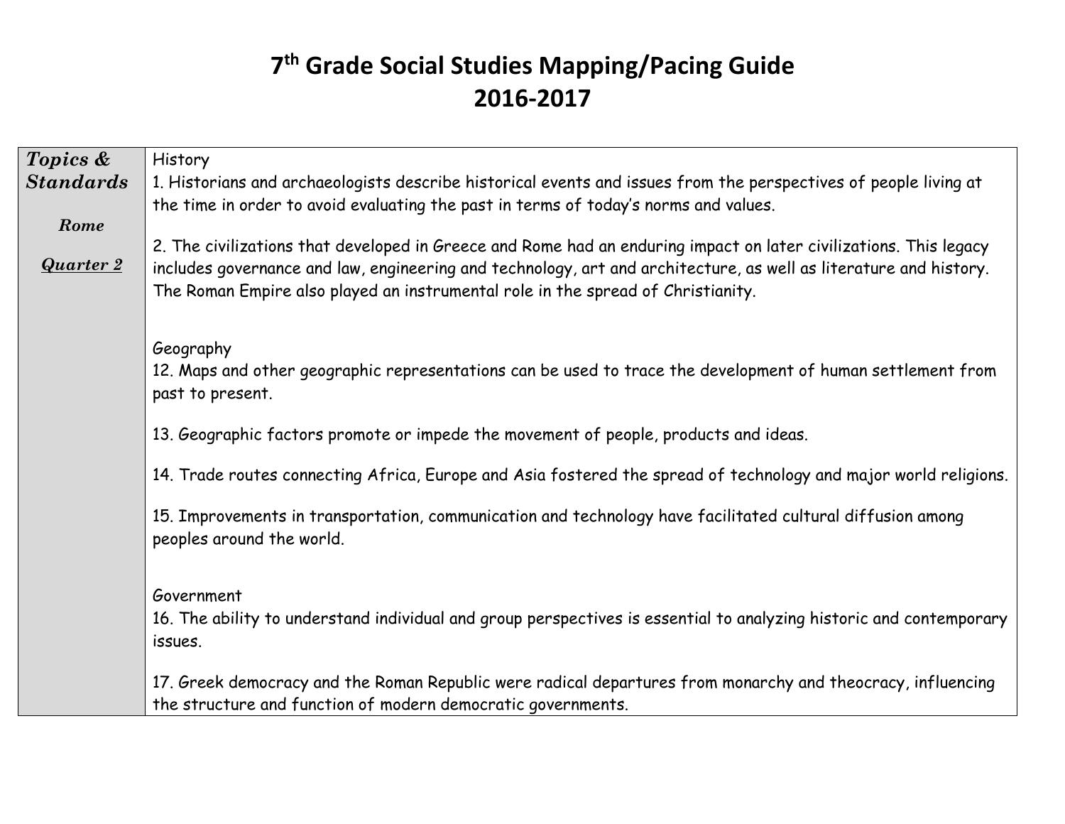# 7th Grade Social Studies Mapping/Pacing Guide
# 2016-2017

| | |
|---|---|
| ***Topics & Standards***<br><br>***Rome***<br><br>***<u>Quarter 2</u>*** | History<br>1. Historians and archaeologists describe historical events and issues from the perspectives of people living at the time in order to avoid evaluating the past in terms of today's norms and values.<br><br>2. The civilizations that developed in Greece and Rome had an enduring impact on later civilizations. This legacy includes governance and law, engineering and technology, art and architecture, as well as literature and history. The Roman Empire also played an instrumental role in the spread of Christianity.<br><br>Geography<br>12. Maps and other geographic representations can be used to trace the development of human settlement from past to present.<br><br>13. Geographic factors promote or impede the movement of people, products and ideas.<br><br>14. Trade routes connecting Africa, Europe and Asia fostered the spread of technology and major world religions.<br><br>15. Improvements in transportation, communication and technology have facilitated cultural diffusion among peoples around the world.<br><br>Government<br>16. The ability to understand individual and group perspectives is essential to analyzing historic and contemporary issues.<br><br>17. Greek democracy and the Roman Republic were radical departures from monarchy and theocracy, influencing the structure and function of modern democratic governments. |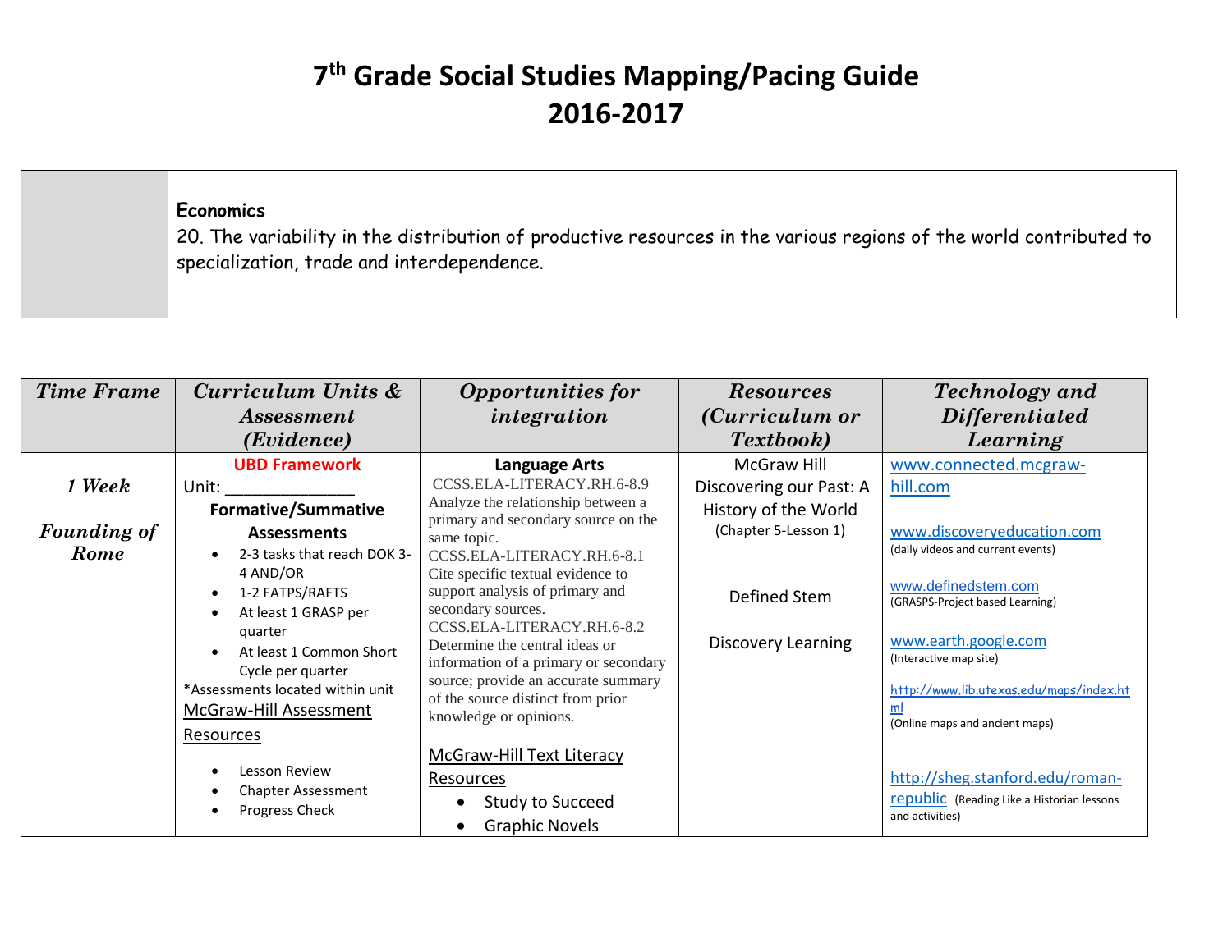# 7th Grade Social Studies Mapping/Pacing Guide
# 2016-2017

| | |
|---|---|
| | **Economics**<br>20. The variability in the distribution of productive resources in the various regions of the world contributed to specialization, trade and interdependence. |

| *Time Frame* | *Curriculum Units & Assessment (Evidence)* | *Opportunities for integration* | *Resources (Curriculum or Textbook)* | *Technology and Differentiated Learning* |
|---|---|---|---|---|
| ***1 Week***<br><br>***Founding of Rome*** | **UBD Framework**<br>Unit: _____________<br>**Formative/Summative Assessments**<br>• 2-3 tasks that reach DOK 3-4 AND/OR<br>• 1-2 FATPS/RAFTS<br>• At least 1 GRASP per quarter<br>• At least 1 Common Short Cycle per quarter<br>*Assessments located within unit<br>McGraw-Hill Assessment Resources<br>• Lesson Review<br>• Chapter Assessment<br>• Progress Check | **Language Arts**<br>CCSS.ELA-LITERACY.RH.6-8.9 Analyze the relationship between a primary and secondary source on the same topic.<br>CCSS.ELA-LITERACY.RH.6-8.1 Cite specific textual evidence to support analysis of primary and secondary sources.<br>CCSS.ELA-LITERACY.RH.6-8.2 Determine the central ideas or information of a primary or secondary source; provide an accurate summary of the source distinct from prior knowledge or opinions.<br><br>McGraw-Hill Text Literacy Resources<br>• Study to Succeed<br>• Graphic Novels | McGraw Hill Discovering our Past: A History of the World<br>(Chapter 5-Lesson 1)<br><br>Defined Stem<br><br>Discovery Learning | www.connected.mcgraw-hill.com<br><br>www.discoveryeducation.com<br>(daily videos and current events)<br><br>www.definedstem.com<br>(GRASPS-Project based Learning)<br><br>www.earth.google.com<br>(Interactive map site)<br><br>http://www.lib.utexas.edu/maps/index.html<br>(Online maps and ancient maps)<br><br>http://sheg.stanford.edu/roman-republic (Reading Like a Historian lessons and activities) |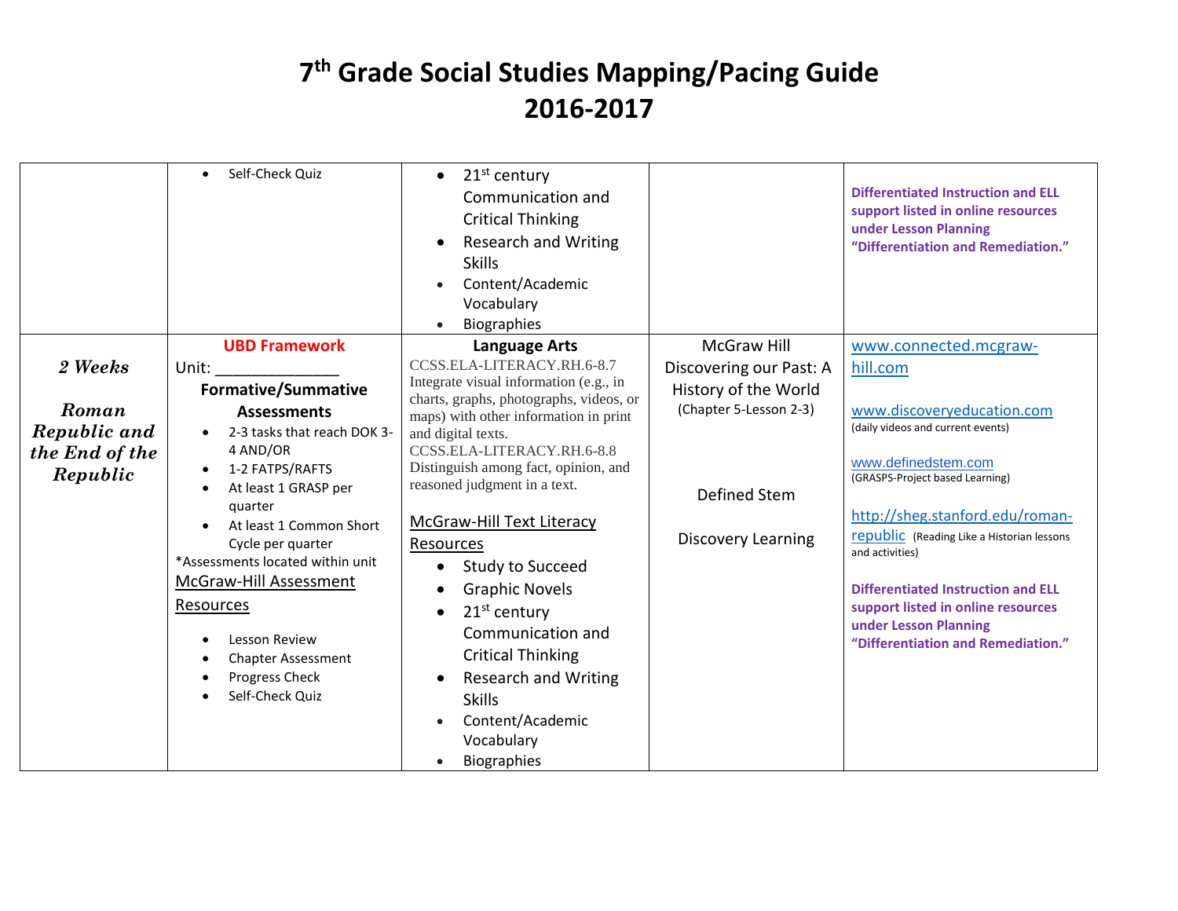# 7th Grade Social Studies Mapping/Pacing Guide 2016-2017

| | | | | |
|---|---|---|---|---|
| | • Self-Check Quiz | • 21st century Communication and Critical Thinking<br>• Research and Writing Skills<br>• Content/Academic Vocabulary<br>• Biographies | | **Differentiated Instruction and ELL support listed in online resources under Lesson Planning "Differentiation and Remediation."** |
| ***2 Weeks***<br><br>***Roman Republic and the End of the Republic*** | **UBD Framework**<br>Unit: _____________<br>**Formative/Summative Assessments**<br>• 2-3 tasks that reach DOK 3-4 AND/OR<br>• 1-2 FATPS/RAFTS<br>• At least 1 GRASP per quarter<br>• At least 1 Common Short Cycle per quarter<br>*Assessments located within unit<br>McGraw-Hill Assessment Resources<br>• Lesson Review<br>• Chapter Assessment<br>• Progress Check<br>• Self-Check Quiz | **Language Arts**<br>CCSS.ELA-LITERACY.RH.6-8.7 Integrate visual information (e.g., in charts, graphs, photographs, videos, or maps) with other information in print and digital texts.<br>CCSS.ELA-LITERACY.RH.6-8.8 Distinguish among fact, opinion, and reasoned judgment in a text.<br><br>McGraw-Hill Text Literacy Resources<br>• Study to Succeed<br>• Graphic Novels<br>• 21st century Communication and Critical Thinking<br>• Research and Writing Skills<br>• Content/Academic Vocabulary<br>• Biographies | McGraw Hill Discovering our Past: A History of the World<br>(Chapter 5-Lesson 2-3)<br><br>Defined Stem<br><br>Discovery Learning | www.connected.mcgraw-hill.com<br><br>www.discoveryeducation.com<br>(daily videos and current events)<br><br>www.definedstem.com<br>(GRASPS-Project based Learning)<br><br>http://sheg.stanford.edu/roman-republic (Reading Like a Historian lessons and activities)<br><br>**Differentiated Instruction and ELL support listed in online resources under Lesson Planning "Differentiation and Remediation."** |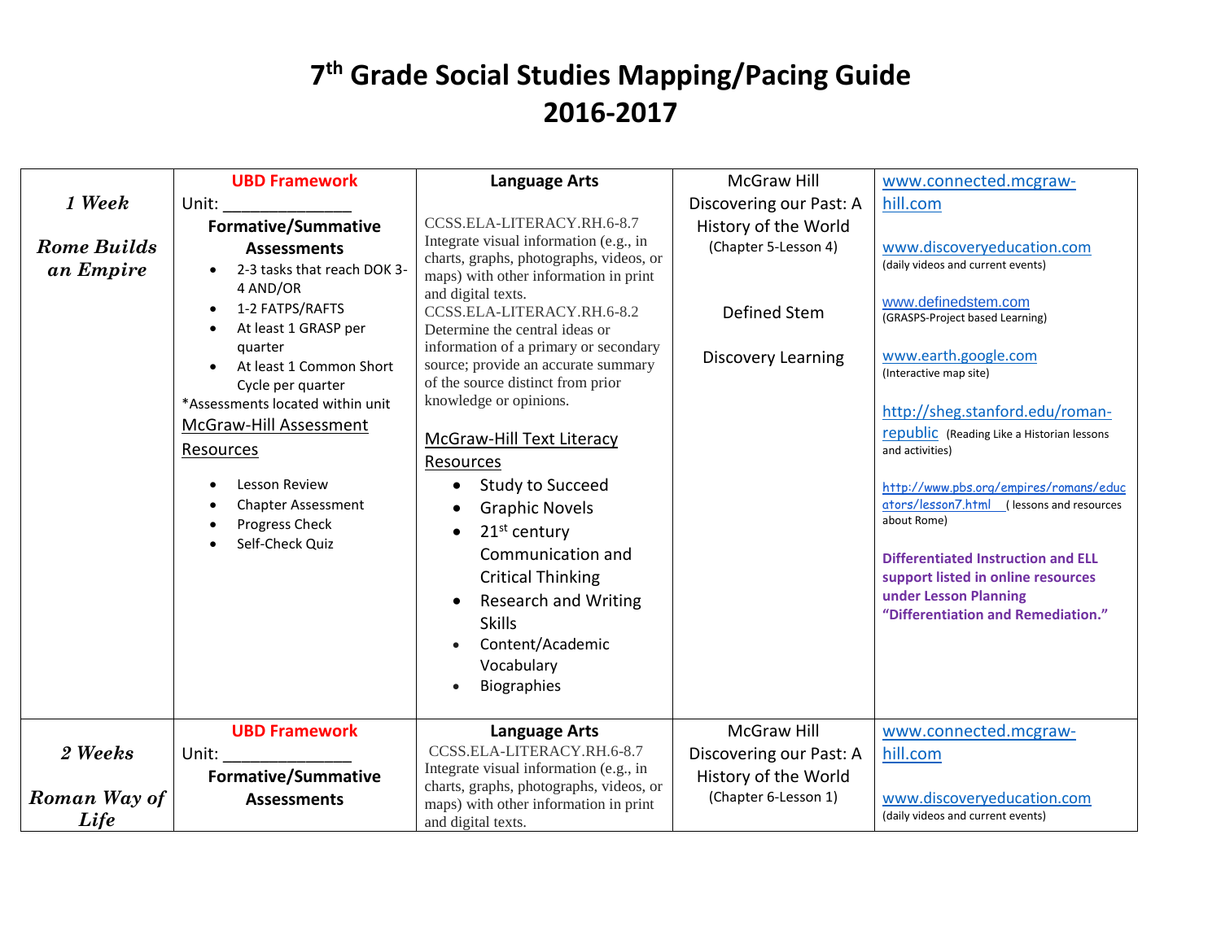# 7th Grade Social Studies Mapping/Pacing Guide 2016-2017

| | | | | |
|---|---|---|---|---|
| ***1 Week*** <br><br> ***Rome Builds an Empire*** | **UBD Framework** <br> Unit: ______________ <br> **Formative/Summative Assessments** <br> • 2-3 tasks that reach DOK 3-4 AND/OR <br> • 1-2 FATPS/RAFTS <br> • At least 1 GRASP per quarter <br> • At least 1 Common Short Cycle per quarter <br> *Assessments located within unit <br> McGraw-Hill Assessment Resources <br> • Lesson Review <br> • Chapter Assessment <br> • Progress Check <br> • Self-Check Quiz | **Language Arts** <br><br> CCSS.ELA-LITERACY.RH.6-8.7 Integrate visual information (e.g., in charts, graphs, photographs, videos, or maps) with other information in print and digital texts. <br> CCSS.ELA-LITERACY.RH.6-8.2 Determine the central ideas or information of a primary or secondary source; provide an accurate summary of the source distinct from prior knowledge or opinions. <br><br> McGraw-Hill Text Literacy Resources <br> • Study to Succeed <br> • Graphic Novels <br> • 21st century Communication and Critical Thinking <br> • Research and Writing Skills <br> • Content/Academic Vocabulary <br> • Biographies | McGraw Hill Discovering our Past: A History of the World <br> (Chapter 5-Lesson 4) <br><br> Defined Stem <br><br> Discovery Learning | www.connected.mcgraw-hill.com <br><br> www.discoveryeducation.com (daily videos and current events) <br><br> www.definedstem.com (GRASPS-Project based Learning) <br><br> www.earth.google.com (Interactive map site) <br><br> http://sheg.stanford.edu/roman-republic (Reading Like a Historian lessons and activities) <br><br> http://www.pbs.org/empires/romans/educators/lesson7.html ( lessons and resources about Rome) <br><br> **Differentiated Instruction and ELL support listed in online resources under Lesson Planning "Differentiation and Remediation."** |
| ***2 Weeks*** <br><br> ***Roman Way of Life*** | **UBD Framework** <br> Unit: ______________ <br> **Formative/Summative Assessments** | **Language Arts** <br> CCSS.ELA-LITERACY.RH.6-8.7 Integrate visual information (e.g., in charts, graphs, photographs, videos, or maps) with other information in print and digital texts. | McGraw Hill Discovering our Past: A History of the World <br> (Chapter 6-Lesson 1) | www.connected.mcgraw-hill.com <br><br> www.discoveryeducation.com (daily videos and current events) |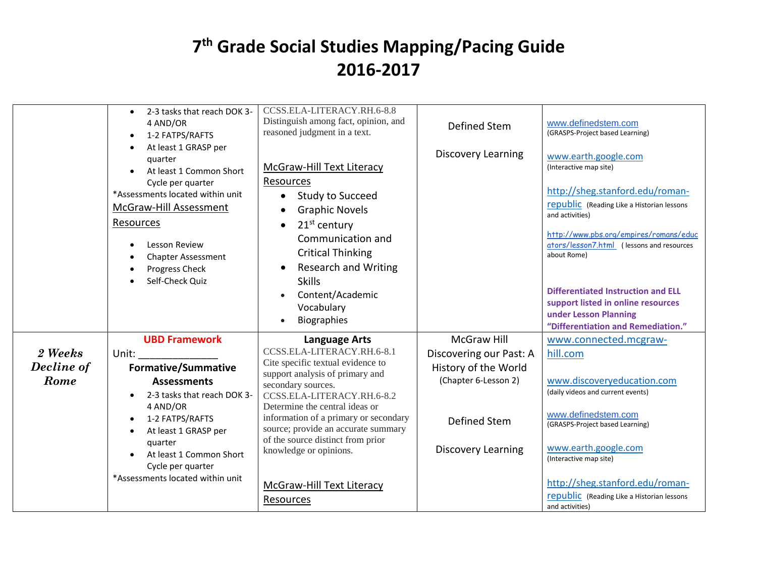# 7th Grade Social Studies Mapping/Pacing Guide
# 2016-2017

| | | | | |
|---|---|---|---|---|
| | • 2-3 tasks that reach DOK 3-4 AND/OR<br>• 1-2 FATPS/RAFTS<br>• At least 1 GRASP per quarter<br>• At least 1 Common Short Cycle per quarter<br>*Assessments located within unit<br>McGraw-Hill Assessment Resources<br>• Lesson Review<br>• Chapter Assessment<br>• Progress Check<br>• Self-Check Quiz | CCSS.ELA-LITERACY.RH.6-8.8 Distinguish among fact, opinion, and reasoned judgment in a text.<br><br>McGraw-Hill Text Literacy Resources<br>• Study to Succeed<br>• Graphic Novels<br>• 21st century Communication and Critical Thinking<br>• Research and Writing Skills<br>• Content/Academic Vocabulary<br>• Biographies | Defined Stem<br><br>Discovery Learning | www.definedstem.com (GRASPS-Project based Learning)<br><br>www.earth.google.com (Interactive map site)<br><br>http://sheg.stanford.edu/roman-republic (Reading Like a Historian lessons and activities)<br><br>http://www.pbs.org/empires/romans/educators/lesson7.html ( lessons and resources about Rome)<br><br>**Differentiated Instruction and ELL support listed in online resources under Lesson Planning "Differentiation and Remediation."** |
| ***2 Weeks Decline of Rome*** | **UBD Framework**<br>Unit: ______________<br>**Formative/Summative Assessments**<br>• 2-3 tasks that reach DOK 3-4 AND/OR<br>• 1-2 FATPS/RAFTS<br>• At least 1 GRASP per quarter<br>• At least 1 Common Short Cycle per quarter<br>*Assessments located within unit | **Language Arts**<br>CCSS.ELA-LITERACY.RH.6-8.1 Cite specific textual evidence to support analysis of primary and secondary sources.<br>CCSS.ELA-LITERACY.RH.6-8.2 Determine the central ideas or information of a primary or secondary source; provide an accurate summary of the source distinct from prior knowledge or opinions.<br><br>McGraw-Hill Text Literacy Resources | McGraw Hill Discovering our Past: A History of the World<br>(Chapter 6-Lesson 2)<br><br>Defined Stem<br><br>Discovery Learning | www.connected.mcgraw-hill.com<br><br>www.discoveryeducation.com (daily videos and current events)<br><br>www.definedstem.com (GRASPS-Project based Learning)<br><br>www.earth.google.com (Interactive map site)<br><br>http://sheg.stanford.edu/roman-republic (Reading Like a Historian lessons and activities) |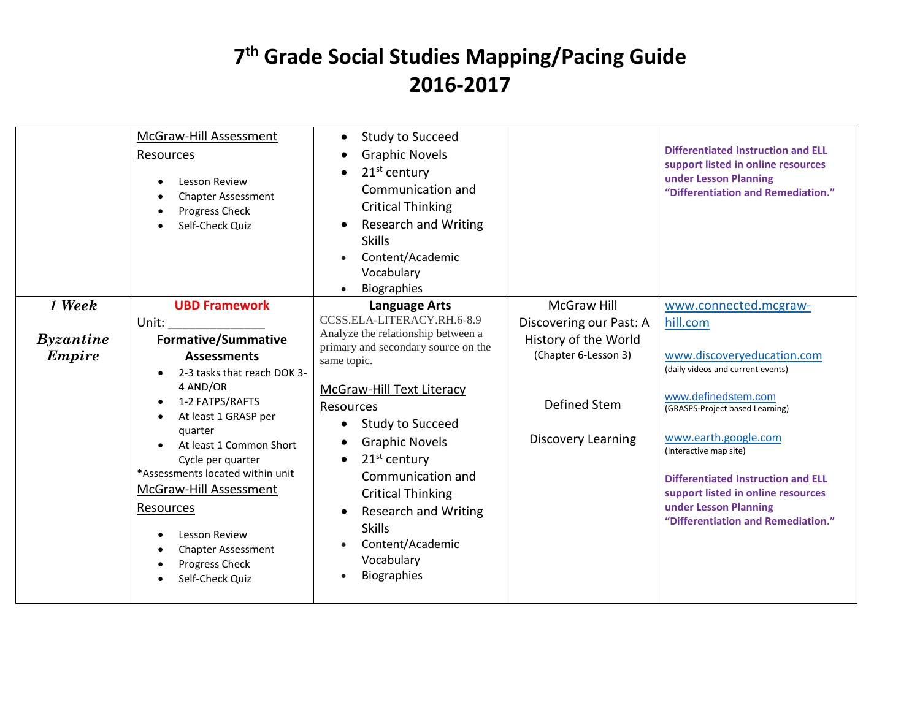# 7th Grade Social Studies Mapping/Pacing Guide
# 2016-2017

| | | | | |
|---|---|---|---|---|
| | McGraw-Hill Assessment Resources<br>• Lesson Review<br>• Chapter Assessment<br>• Progress Check<br>• Self-Check Quiz | • Study to Succeed<br>• Graphic Novels<br>• 21st century Communication and Critical Thinking<br>• Research and Writing Skills<br>• Content/Academic Vocabulary<br>• Biographies | | **Differentiated Instruction and ELL support listed in online resources under Lesson Planning "Differentiation and Remediation."** |
| ***1 Week***<br><br>***Byzantine Empire*** | **UBD Framework**<br>Unit: ______________<br>**Formative/Summative Assessments**<br>• 2-3 tasks that reach DOK 3-4 AND/OR<br>• 1-2 FATPS/RAFTS<br>• At least 1 GRASP per quarter<br>• At least 1 Common Short Cycle per quarter<br>*Assessments located within unit<br>McGraw-Hill Assessment Resources<br>• Lesson Review<br>• Chapter Assessment<br>• Progress Check<br>• Self-Check Quiz | **Language Arts**<br>CCSS.ELA-LITERACY.RH.6-8.9 Analyze the relationship between a primary and secondary source on the same topic.<br><br>McGraw-Hill Text Literacy Resources<br>• Study to Succeed<br>• Graphic Novels<br>• 21st century Communication and Critical Thinking<br>• Research and Writing Skills<br>• Content/Academic Vocabulary<br>• Biographies | McGraw Hill Discovering our Past: A History of the World<br>(Chapter 6-Lesson 3)<br><br>Defined Stem<br><br>Discovery Learning | www.connected.mcgraw-hill.com<br><br>www.discoveryeducation.com<br>(daily videos and current events)<br><br>www.definedstem.com<br>(GRASPS-Project based Learning)<br><br>www.earth.google.com<br>(Interactive map site)<br><br>**Differentiated Instruction and ELL support listed in online resources under Lesson Planning "Differentiation and Remediation."** |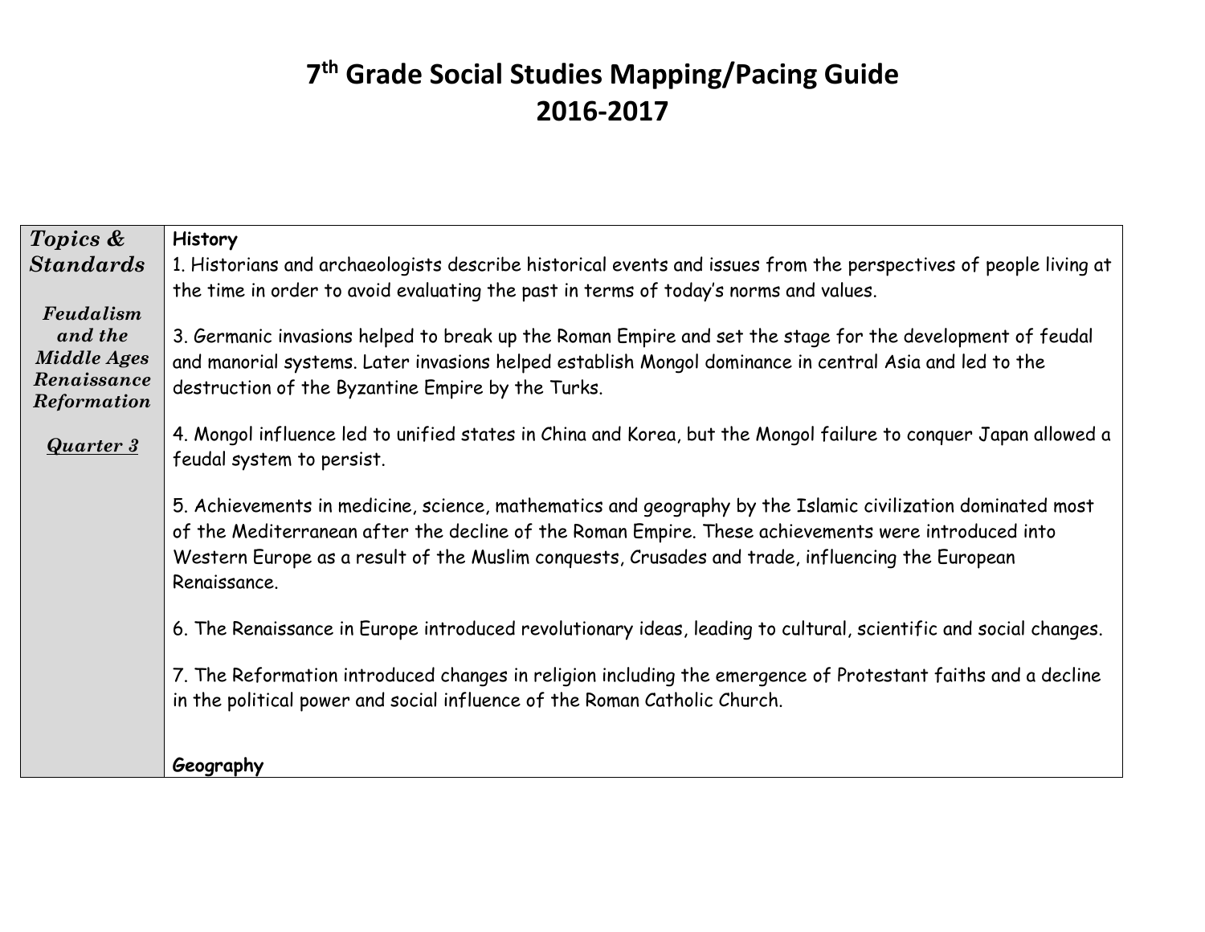# 7th Grade Social Studies Mapping/Pacing Guide
# 2016-2017

| | |
|---|---|
| ***Topics & Standards***<br><br>***Feudalism and the Middle Ages Renaissance Reformation***<br><br>***<u>Quarter 3</u>*** | **History**<br>1. Historians and archaeologists describe historical events and issues from the perspectives of people living at the time in order to avoid evaluating the past in terms of today's norms and values.<br><br>3. Germanic invasions helped to break up the Roman Empire and set the stage for the development of feudal and manorial systems. Later invasions helped establish Mongol dominance in central Asia and led to the destruction of the Byzantine Empire by the Turks.<br><br>4. Mongol influence led to unified states in China and Korea, but the Mongol failure to conquer Japan allowed a feudal system to persist.<br><br>5. Achievements in medicine, science, mathematics and geography by the Islamic civilization dominated most of the Mediterranean after the decline of the Roman Empire. These achievements were introduced into Western Europe as a result of the Muslim conquests, Crusades and trade, influencing the European Renaissance.<br><br>6. The Renaissance in Europe introduced revolutionary ideas, leading to cultural, scientific and social changes.<br><br>7. The Reformation introduced changes in religion including the emergence of Protestant faiths and a decline in the political power and social influence of the Roman Catholic Church.<br><br>**Geography** |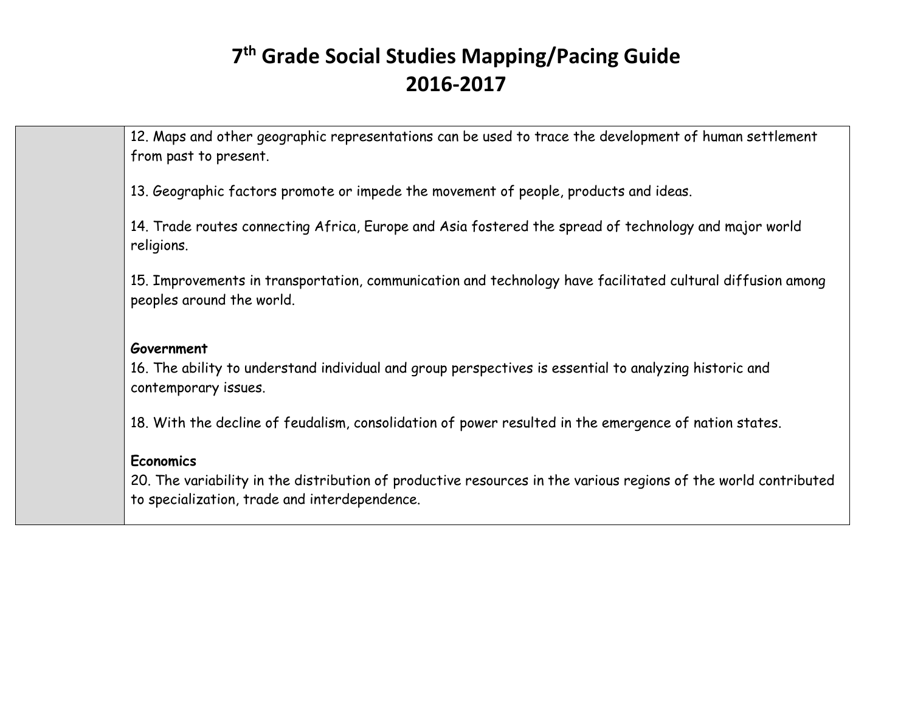# 7th Grade Social Studies Mapping/Pacing Guide 2016-2017

| | |
|---|---|
| | 12. Maps and other geographic representations can be used to trace the development of human settlement from past to present.<br><br>13. Geographic factors promote or impede the movement of people, products and ideas.<br><br>14. Trade routes connecting Africa, Europe and Asia fostered the spread of technology and major world religions.<br><br>15. Improvements in transportation, communication and technology have facilitated cultural diffusion among peoples around the world.<br><br>**Government**<br>16. The ability to understand individual and group perspectives is essential to analyzing historic and contemporary issues.<br><br>18. With the decline of feudalism, consolidation of power resulted in the emergence of nation states.<br><br>**Economics**<br>20. The variability in the distribution of productive resources in the various regions of the world contributed to specialization, trade and interdependence. |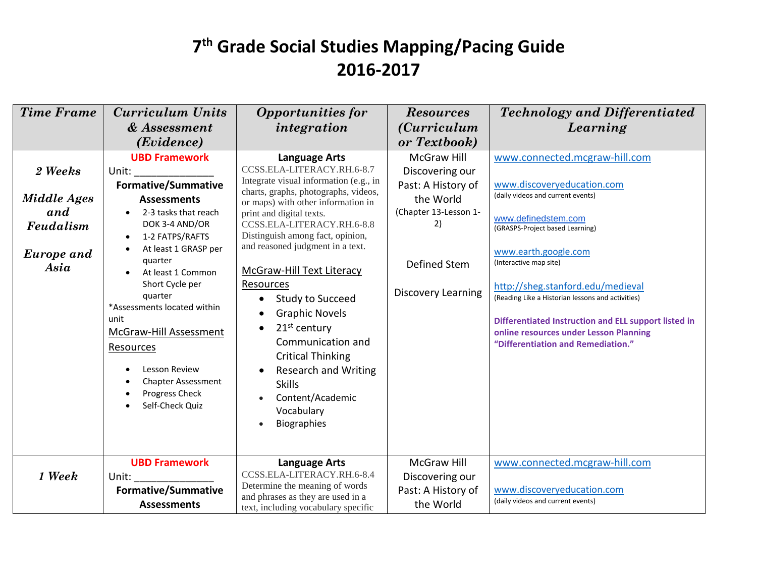# 7th Grade Social Studies Mapping/Pacing Guide
# 2016-2017

| *Time Frame* | *Curriculum Units & Assessment (Evidence)* | *Opportunities for integration* | *Resources (Curriculum or Textbook)* | *Technology and Differentiated Learning* |
|---|---|---|---|---|
| *2 Weeks*<br><br>*Middle Ages and Feudalism*<br><br>*Europe and Asia* | **UBD Framework**<br>Unit: ______________<br>**Formative/Summative Assessments**<br>• 2-3 tasks that reach DOK 3-4 AND/OR<br>• 1-2 FATPS/RAFTS<br>• At least 1 GRASP per quarter<br>• At least 1 Common Short Cycle per quarter<br>*Assessments located within unit<br>McGraw-Hill Assessment Resources<br>• Lesson Review<br>• Chapter Assessment<br>• Progress Check<br>• Self-Check Quiz | **Language Arts**<br>CCSS.ELA-LITERACY.RH.6-8.7 Integrate visual information (e.g., in charts, graphs, photographs, videos, or maps) with other information in print and digital texts.<br>CCSS.ELA-LITERACY.RH.6-8.8 Distinguish among fact, opinion, and reasoned judgment in a text.<br><br>McGraw-Hill Text Literacy Resources<br>• Study to Succeed<br>• Graphic Novels<br>• 21st century Communication and Critical Thinking<br>• Research and Writing Skills<br>• Content/Academic Vocabulary<br>• Biographies | McGraw Hill Discovering our Past: A History of the World<br>(Chapter 13-Lesson 1-2)<br><br>Defined Stem<br><br>Discovery Learning | www.connected.mcgraw-hill.com<br><br>www.discoveryeducation.com<br>(daily videos and current events)<br><br>www.definedstem.com<br>(GRASPS-Project based Learning)<br><br>www.earth.google.com<br>(Interactive map site)<br><br>http://sheg.stanford.edu/medieval<br>(Reading Like a Historian lessons and activities)<br><br>**Differentiated Instruction and ELL support listed in online resources under Lesson Planning "Differentiation and Remediation."** |
| *1 Week* | **UBD Framework**<br>Unit: ______________<br>**Formative/Summative Assessments** | **Language Arts**<br>CCSS.ELA-LITERACY.RH.6-8.4 Determine the meaning of words and phrases as they are used in a text, including vocabulary specific | McGraw Hill Discovering our Past: A History of the World | www.connected.mcgraw-hill.com<br><br>www.discoveryeducation.com<br>(daily videos and current events) |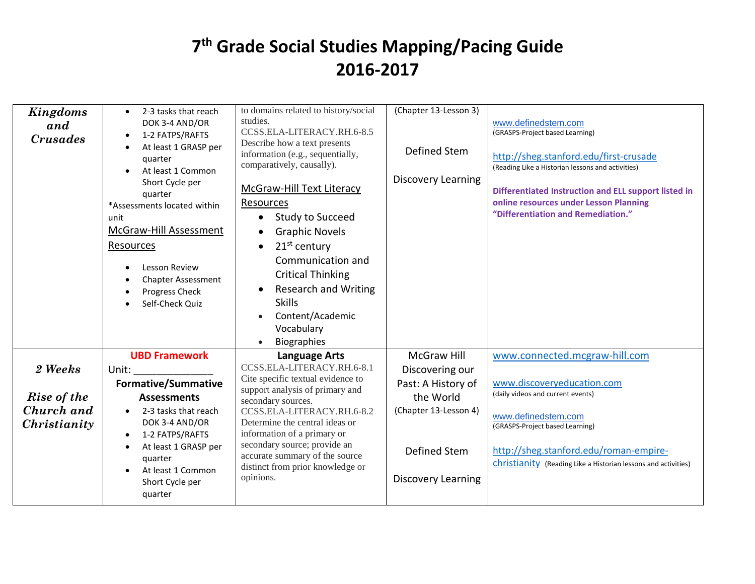# 7th Grade Social Studies Mapping/Pacing Guide 2016-2017

| | | | | |
|---|---|---|---|---|
| ***Kingdoms and Crusades*** | • 2-3 tasks that reach DOK 3-4 AND/OR<br>• 1-2 FATPS/RAFTS<br>• At least 1 GRASP per quarter<br>• At least 1 Common Short Cycle per quarter<br>*Assessments located within unit<br>McGraw-Hill Assessment Resources<br>• Lesson Review<br>• Chapter Assessment<br>• Progress Check<br>• Self-Check Quiz | to domains related to history/social studies.<br>CCSS.ELA-LITERACY.RH.6-8.5 Describe how a text presents information (e.g., sequentially, comparatively, causally).<br>McGraw-Hill Text Literacy Resources<br>• Study to Succeed<br>• Graphic Novels<br>• 21st century Communication and Critical Thinking<br>• Research and Writing Skills<br>• Content/Academic Vocabulary<br>• Biographies | (Chapter 13-Lesson 3)<br>Defined Stem<br>Discovery Learning | www.definedstem.com<br>(GRASPS-Project based Learning)<br>http://sheg.stanford.edu/first-crusade<br>(Reading Like a Historian lessons and activities)<br>**Differentiated Instruction and ELL support listed in online resources under Lesson Planning "Differentiation and Remediation."** |
| ***2 Weeks***<br>***Rise of the Church and Christianity*** | **UBD Framework**<br>Unit: ______________<br>**Formative/Summative Assessments**<br>• 2-3 tasks that reach DOK 3-4 AND/OR<br>• 1-2 FATPS/RAFTS<br>• At least 1 GRASP per quarter<br>• At least 1 Common Short Cycle per quarter | **Language Arts**<br>CCSS.ELA-LITERACY.RH.6-8.1 Cite specific textual evidence to support analysis of primary and secondary sources.<br>CCSS.ELA-LITERACY.RH.6-8.2 Determine the central ideas or information of a primary or secondary source; provide an accurate summary of the source distinct from prior knowledge or opinions. | McGraw Hill Discovering our Past: A History of the World<br>(Chapter 13-Lesson 4)<br>Defined Stem<br>Discovery Learning | www.connected.mcgraw-hill.com<br>www.discoveryeducation.com<br>(daily videos and current events)<br>www.definedstem.com<br>(GRASPS-Project based Learning)<br>http://sheg.stanford.edu/roman-empire-christianity (Reading Like a Historian lessons and activities) |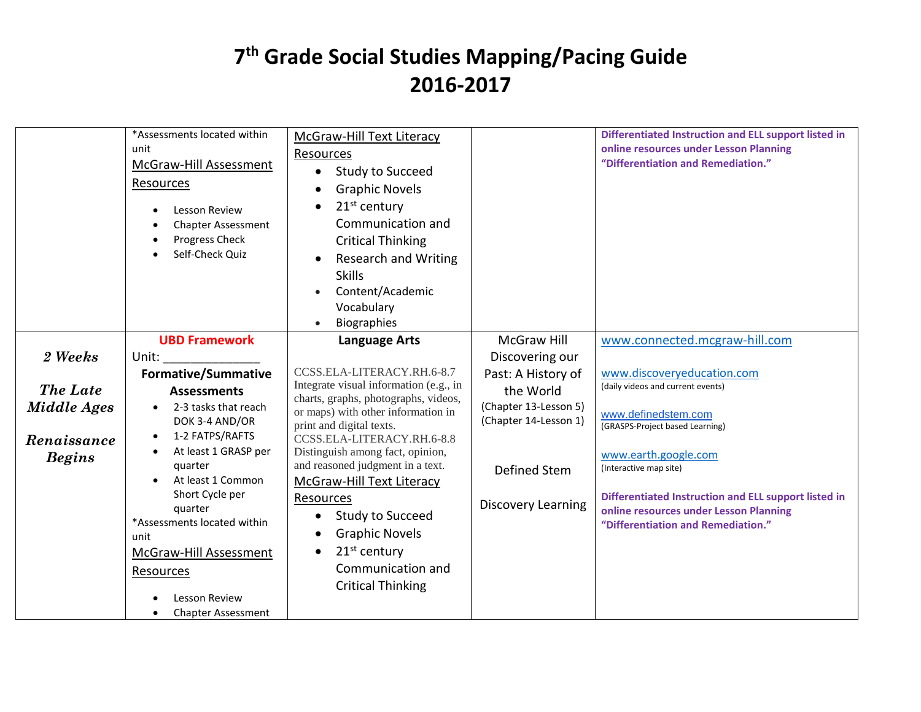# 7th Grade Social Studies Mapping/Pacing Guide
# 2016-2017

| | | | | |
|---|---|---|---|---|
| | *Assessments located within unit<br>McGraw-Hill Assessment Resources<br>• Lesson Review<br>• Chapter Assessment<br>• Progress Check<br>• Self-Check Quiz | McGraw-Hill Text Literacy Resources<br>• Study to Succeed<br>• Graphic Novels<br>• 21st century Communication and Critical Thinking<br>• Research and Writing Skills<br>• Content/Academic Vocabulary<br>• Biographies | | **Differentiated Instruction and ELL support listed in online resources under Lesson Planning "Differentiation and Remediation."** |
| ***2 Weeks***<br><br>***The Late Middle Ages***<br><br>***Renaissance Begins*** | **UBD Framework**<br>Unit: ______________<br>**Formative/Summative Assessments**<br>• 2-3 tasks that reach DOK 3-4 AND/OR<br>• 1-2 FATPS/RAFTS<br>• At least 1 GRASP per quarter<br>• At least 1 Common Short Cycle per quarter<br>*Assessments located within unit<br>McGraw-Hill Assessment Resources<br>• Lesson Review<br>• Chapter Assessment | **Language Arts**<br><br>CCSS.ELA-LITERACY.RH.6-8.7 Integrate visual information (e.g., in charts, graphs, photographs, videos, or maps) with other information in print and digital texts.<br>CCSS.ELA-LITERACY.RH.6-8.8 Distinguish among fact, opinion, and reasoned judgment in a text.<br>McGraw-Hill Text Literacy Resources<br>• Study to Succeed<br>• Graphic Novels<br>• 21st century Communication and Critical Thinking | McGraw Hill Discovering our Past: A History of the World<br>(Chapter 13-Lesson 5)<br>(Chapter 14-Lesson 1)<br><br>Defined Stem<br><br>Discovery Learning | www.connected.mcgraw-hill.com<br><br>www.discoveryeducation.com<br>(daily videos and current events)<br><br>www.definedstem.com<br>(GRASPS-Project based Learning)<br><br>www.earth.google.com<br>(Interactive map site)<br><br>**Differentiated Instruction and ELL support listed in online resources under Lesson Planning "Differentiation and Remediation."** |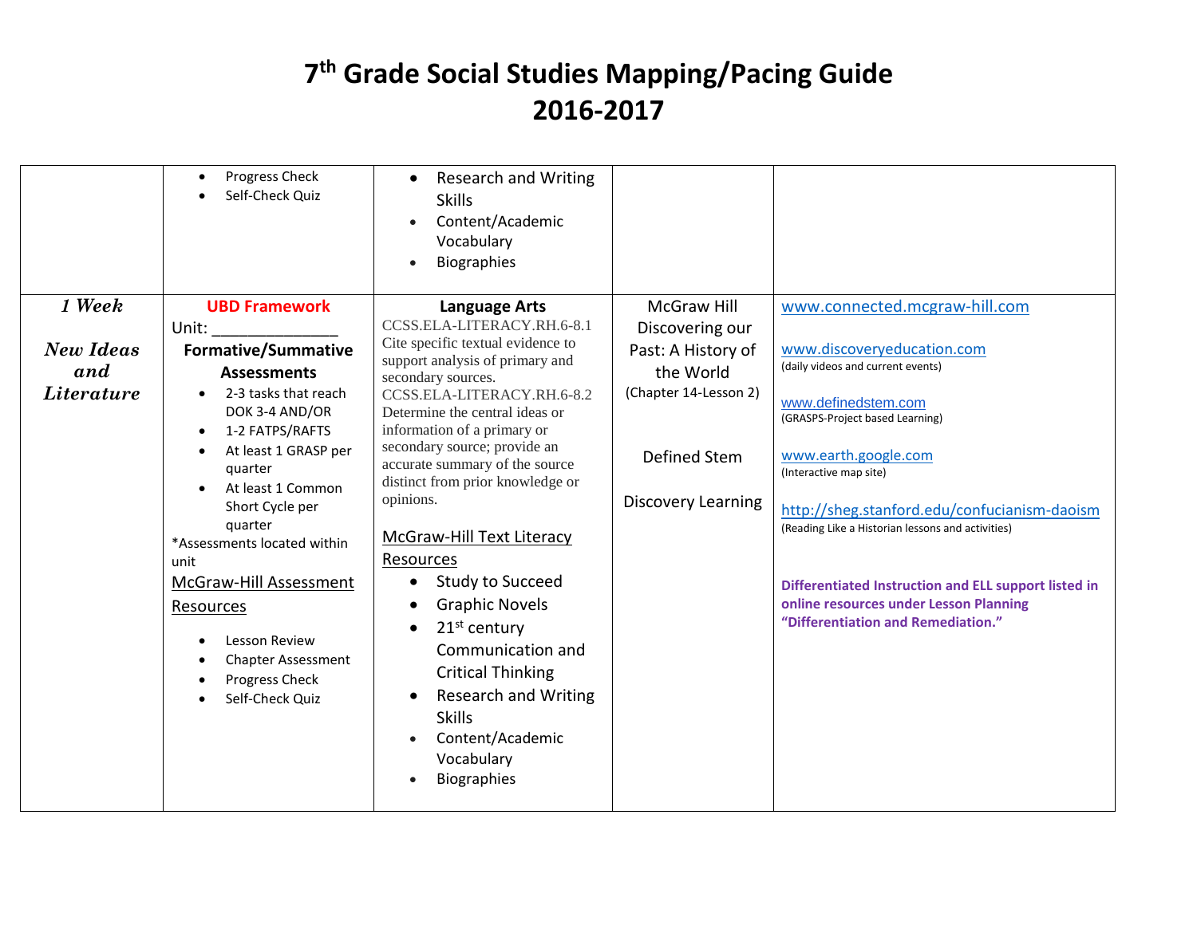# 7th Grade Social Studies Mapping/Pacing Guide 2016-2017

| | | | | |
|---|---|---|---|---|
| | • Progress Check<br>• Self-Check Quiz | • Research and Writing Skills<br>• Content/Academic Vocabulary<br>• Biographies | | |
| ***1 Week***<br><br>***New Ideas and Literature*** | **UBD Framework**<br>Unit: ______________<br>**Formative/Summative Assessments**<br>• 2-3 tasks that reach DOK 3-4 AND/OR<br>• 1-2 FATPS/RAFTS<br>• At least 1 GRASP per quarter<br>• At least 1 Common Short Cycle per quarter<br>*Assessments located within unit<br>McGraw-Hill Assessment Resources<br>• Lesson Review<br>• Chapter Assessment<br>• Progress Check<br>• Self-Check Quiz | **Language Arts**<br>CCSS.ELA-LITERACY.RH.6-8.1 Cite specific textual evidence to support analysis of primary and secondary sources.<br>CCSS.ELA-LITERACY.RH.6-8.2 Determine the central ideas or information of a primary or secondary source; provide an accurate summary of the source distinct from prior knowledge or opinions.<br><br>McGraw-Hill Text Literacy Resources<br>• Study to Succeed<br>• Graphic Novels<br>• 21st century Communication and Critical Thinking<br>• Research and Writing Skills<br>• Content/Academic Vocabulary<br>• Biographies | McGraw Hill Discovering our Past: A History of the World<br>(Chapter 14-Lesson 2)<br><br>Defined Stem<br><br>Discovery Learning | www.connected.mcgraw-hill.com<br><br>www.discoveryeducation.com<br>(daily videos and current events)<br><br>www.definedstem.com<br>(GRASPS-Project based Learning)<br><br>www.earth.google.com<br>(Interactive map site)<br><br>http://sheg.stanford.edu/confucianism-daoism<br>(Reading Like a Historian lessons and activities)<br><br>**Differentiated Instruction and ELL support listed in online resources under Lesson Planning "Differentiation and Remediation."** |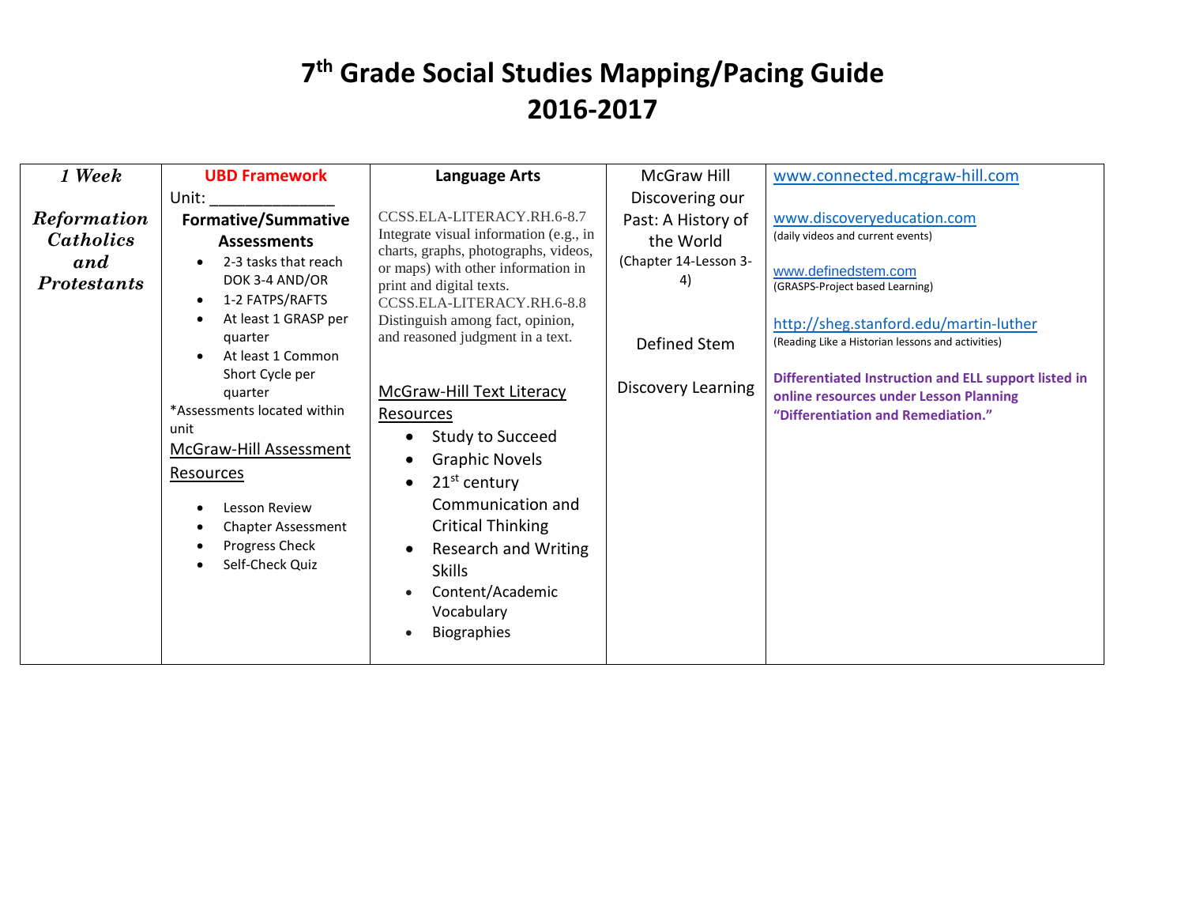# 7th Grade Social Studies Mapping/Pacing Guide
# 2016-2017

| | | | | |
|---|---|---|---|---|
| ***1 Week***<br><br>***Reformation Catholics and Protestants*** | **UBD Framework**<br>Unit: ______________<br>**Formative/Summative Assessments**<br>• 2-3 tasks that reach DOK 3-4 AND/OR<br>• 1-2 FATPS/RAFTS<br>• At least 1 GRASP per quarter<br>• At least 1 Common Short Cycle per quarter<br>*Assessments located within unit<br>McGraw-Hill Assessment Resources<br>• Lesson Review<br>• Chapter Assessment<br>• Progress Check<br>• Self-Check Quiz | **Language Arts**<br><br>CCSS.ELA-LITERACY.RH.6-8.7 Integrate visual information (e.g., in charts, graphs, photographs, videos, or maps) with other information in print and digital texts.<br>CCSS.ELA-LITERACY.RH.6-8.8 Distinguish among fact, opinion, and reasoned judgment in a text.<br><br>McGraw-Hill Text Literacy Resources<br>• Study to Succeed<br>• Graphic Novels<br>• 21st century Communication and Critical Thinking<br>• Research and Writing Skills<br>• Content/Academic Vocabulary<br>• Biographies | McGraw Hill Discovering our Past: A History of the World<br>(Chapter 14-Lesson 3-4)<br><br>Defined Stem<br><br>Discovery Learning | www.connected.mcgraw-hill.com<br><br>www.discoveryeducation.com<br>(daily videos and current events)<br><br>www.definedstem.com<br>(GRASPS-Project based Learning)<br><br>http://sheg.stanford.edu/martin-luther<br>(Reading Like a Historian lessons and activities)<br><br>**Differentiated Instruction and ELL support listed in online resources under Lesson Planning "Differentiation and Remediation."** |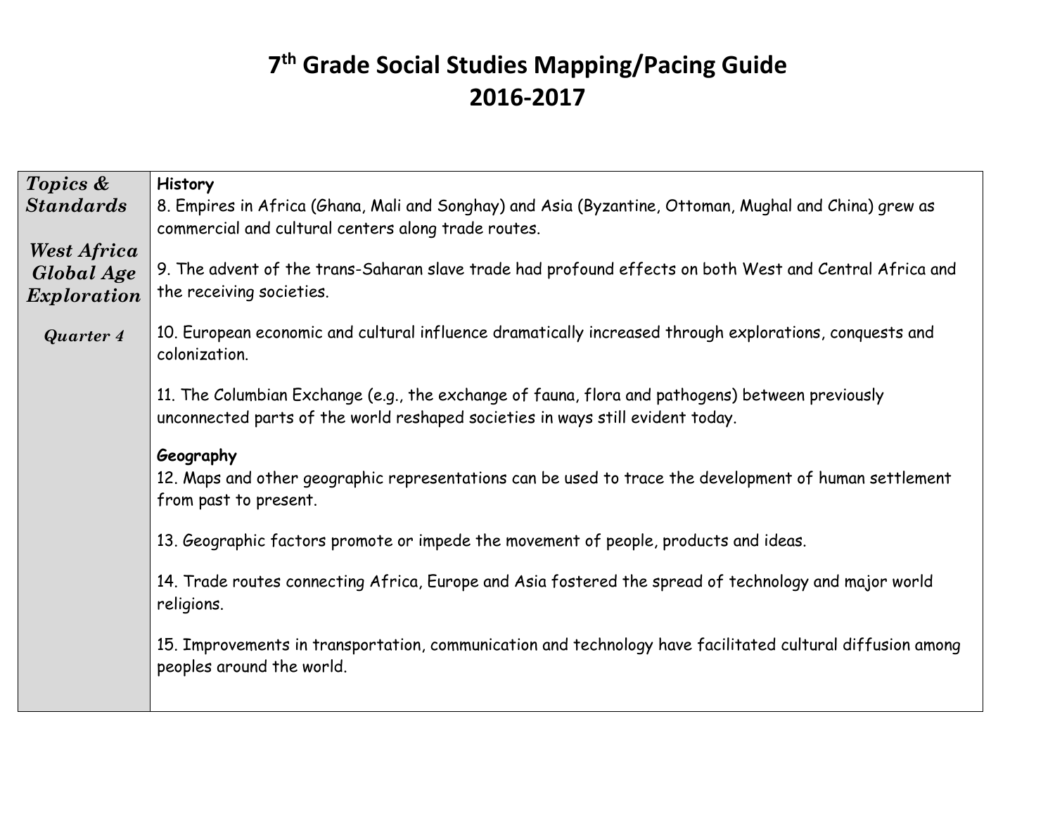# 7th Grade Social Studies Mapping/Pacing Guide
# 2016-2017

| | |
|---|---|
| ***Topics & Standards***<br><br>***West Africa Global Age Exploration***<br><br>***Quarter 4*** | **History**<br>8. Empires in Africa (Ghana, Mali and Songhay) and Asia (Byzantine, Ottoman, Mughal and China) grew as commercial and cultural centers along trade routes.<br><br>9. The advent of the trans-Saharan slave trade had profound effects on both West and Central Africa and the receiving societies.<br><br>10. European economic and cultural influence dramatically increased through explorations, conquests and colonization.<br><br>11. The Columbian Exchange (e.g., the exchange of fauna, flora and pathogens) between previously unconnected parts of the world reshaped societies in ways still evident today.<br><br>**Geography**<br>12. Maps and other geographic representations can be used to trace the development of human settlement from past to present.<br><br>13. Geographic factors promote or impede the movement of people, products and ideas.<br><br>14. Trade routes connecting Africa, Europe and Asia fostered the spread of technology and major world religions.<br><br>15. Improvements in transportation, communication and technology have facilitated cultural diffusion among peoples around the world. |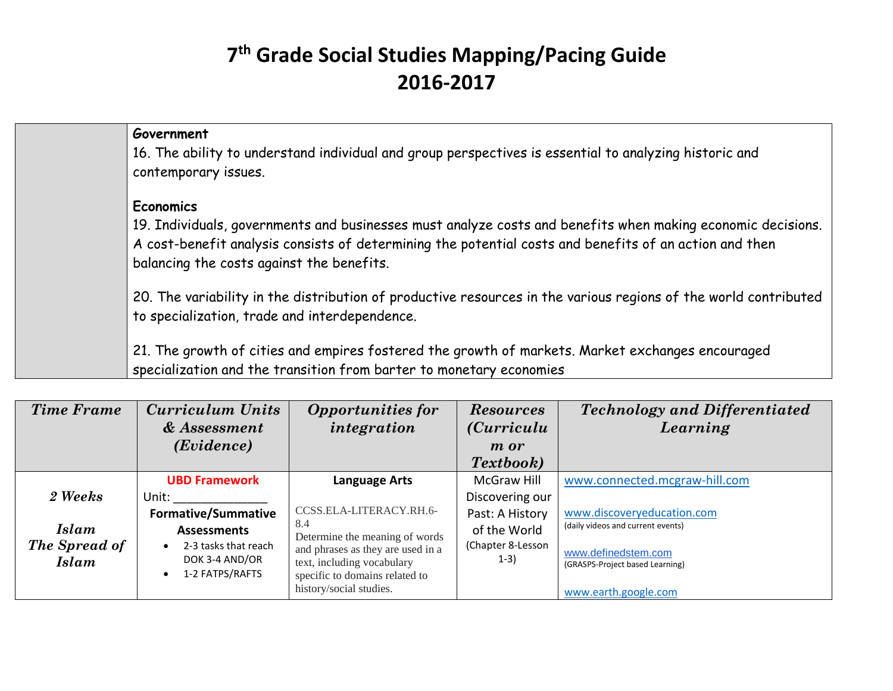# 7th Grade Social Studies Mapping/Pacing Guide
# 2016-2017

| | |
|---|---|
| | **Government**<br>16. The ability to understand individual and group perspectives is essential to analyzing historic and contemporary issues.<br><br>**Economics**<br>19. Individuals, governments and businesses must analyze costs and benefits when making economic decisions. A cost-benefit analysis consists of determining the potential costs and benefits of an action and then balancing the costs against the benefits.<br><br>20. The variability in the distribution of productive resources in the various regions of the world contributed to specialization, trade and interdependence.<br><br>21. The growth of cities and empires fostered the growth of markets. Market exchanges encouraged specialization and the transition from barter to monetary economies |

| *Time Frame* | *Curriculum Units & Assessment (Evidence)* | *Opportunities for integration* | *Resources (Curriculum or Textbook)* | *Technology and Differentiated Learning* |
|---|---|---|---|---|
| *2 Weeks*<br><br>*Islam*<br>*The Spread of Islam* | **UBD Framework**<br>Unit: ______________<br>**Formative/Summative Assessments**<br>• 2-3 tasks that reach DOK 3-4 AND/OR<br>• 1-2 FATPS/RAFTS | **Language Arts**<br><br>CCSS.ELA-LITERACY.RH.6-8.4<br>Determine the meaning of words and phrases as they are used in a text, including vocabulary specific to domains related to history/social studies. | McGraw Hill Discovering our Past: A History of the World<br>(Chapter 8-Lesson 1-3) | www.connected.mcgraw-hill.com<br><br>www.discoveryeducation.com<br>(daily videos and current events)<br><br>www.definedstem.com<br>(GRASPS-Project based Learning)<br><br>www.earth.google.com |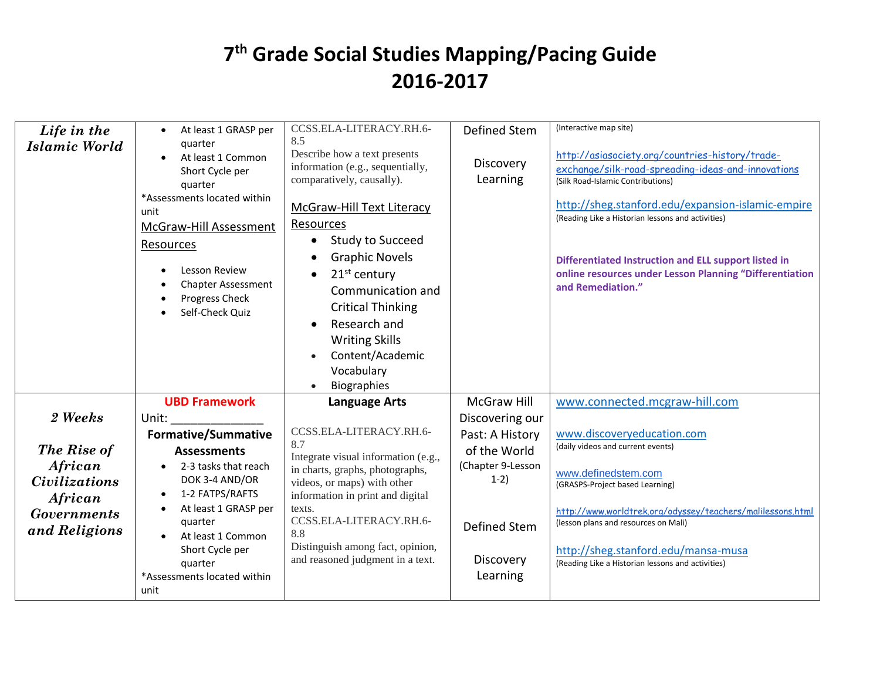# 7th Grade Social Studies Mapping/Pacing Guide
# 2016-2017

| | | | | |
|---|---|---|---|---|
| ***Life in the Islamic World*** | • At least 1 GRASP per quarter<br>• At least 1 Common Short Cycle per quarter<br>*Assessments located within unit<br>McGraw-Hill Assessment Resources<br>• Lesson Review<br>• Chapter Assessment<br>• Progress Check<br>• Self-Check Quiz | CCSS.ELA-LITERACY.RH.6-8.5<br>Describe how a text presents information (e.g., sequentially, comparatively, causally).<br>McGraw-Hill Text Literacy Resources<br>• Study to Succeed<br>• Graphic Novels<br>• 21st century Communication and Critical Thinking<br>• Research and Writing Skills<br>• Content/Academic Vocabulary<br>• Biographies | Defined Stem<br><br>Discovery Learning | (Interactive map site)<br>http://asiasociety.org/countries-history/trade-exchange/silk-road-spreading-ideas-and-innovations<br>(Silk Road-Islamic Contributions)<br>http://sheg.stanford.edu/expansion-islamic-empire<br>(Reading Like a Historian lessons and activities)<br>**Differentiated Instruction and ELL support listed in online resources under Lesson Planning "Differentiation and Remediation."** |
| ***2 Weeks***<br><br>***The Rise of African Civilizations African Governments and Religions*** | **UBD Framework**<br>Unit: ______________<br>**Formative/Summative Assessments**<br>• 2-3 tasks that reach DOK 3-4 AND/OR<br>• 1-2 FATPS/RAFTS<br>• At least 1 GRASP per quarter<br>• At least 1 Common Short Cycle per quarter<br>*Assessments located within unit | **Language Arts**<br>CCSS.ELA-LITERACY.RH.6-8.7<br>Integrate visual information (e.g., in charts, graphs, photographs, videos, or maps) with other information in print and digital texts.<br>CCSS.ELA-LITERACY.RH.6-8.8<br>Distinguish among fact, opinion, and reasoned judgment in a text. | McGraw Hill Discovering our Past: A History of the World<br>(Chapter 9-Lesson 1-2)<br><br>Defined Stem<br><br>Discovery Learning | www.connected.mcgraw-hill.com<br>www.discoveryeducation.com<br>(daily videos and current events)<br>www.definedstem.com<br>(GRASPS-Project based Learning)<br>http://www.worldtrek.org/odyssey/teachers/malilessons.html<br>(lesson plans and resources on Mali)<br>http://sheg.stanford.edu/mansa-musa<br>(Reading Like a Historian lessons and activities) |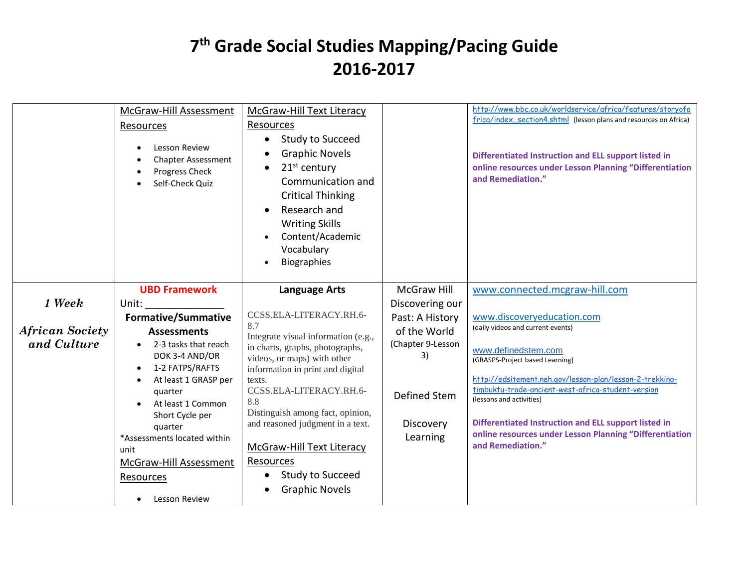# 7th Grade Social Studies Mapping/Pacing Guide
# 2016-2017

| | | | | |
|---|---|---|---|---|
| | McGraw-Hill Assessment Resources<br>• Lesson Review<br>• Chapter Assessment<br>• Progress Check<br>• Self-Check Quiz | McGraw-Hill Text Literacy Resources<br>• Study to Succeed<br>• Graphic Novels<br>• 21st century Communication and Critical Thinking<br>• Research and Writing Skills<br>• Content/Academic Vocabulary<br>• Biographies | | http://www.bbc.co.uk/worldservice/africa/features/storyofafrica/index_section4.shtml (lesson plans and resources on Africa)<br><br>**Differentiated Instruction and ELL support listed in online resources under Lesson Planning "Differentiation and Remediation."** |
| ***1 Week***<br><br>***African Society and Culture*** | **UBD Framework**<br>Unit: ______________<br>**Formative/Summative Assessments**<br>• 2-3 tasks that reach DOK 3-4 AND/OR<br>• 1-2 FATPS/RAFTS<br>• At least 1 GRASP per quarter<br>• At least 1 Common Short Cycle per quarter<br>*Assessments located within unit<br>McGraw-Hill Assessment Resources<br>• Lesson Review | **Language Arts**<br><br>CCSS.ELA-LITERACY.RH.6-8.7<br>Integrate visual information (e.g., in charts, graphs, photographs, videos, or maps) with other information in print and digital texts.<br>CCSS.ELA-LITERACY.RH.6-8.8<br>Distinguish among fact, opinion, and reasoned judgment in a text.<br><br>McGraw-Hill Text Literacy Resources<br>• Study to Succeed<br>• Graphic Novels | McGraw Hill Discovering our Past: A History of the World (Chapter 9-Lesson 3)<br><br>Defined Stem<br><br>Discovery Learning | www.connected.mcgraw-hill.com<br><br>www.discoveryeducation.com (daily videos and current events)<br><br>www.definedstem.com (GRASPS-Project based Learning)<br><br>http://edsitement.neh.gov/lesson-plan/lesson-2-trekking-timbuktu-trade-ancient-west-africa-student-version (lessons and activities)<br><br>**Differentiated Instruction and ELL support listed in online resources under Lesson Planning "Differentiation and Remediation."** |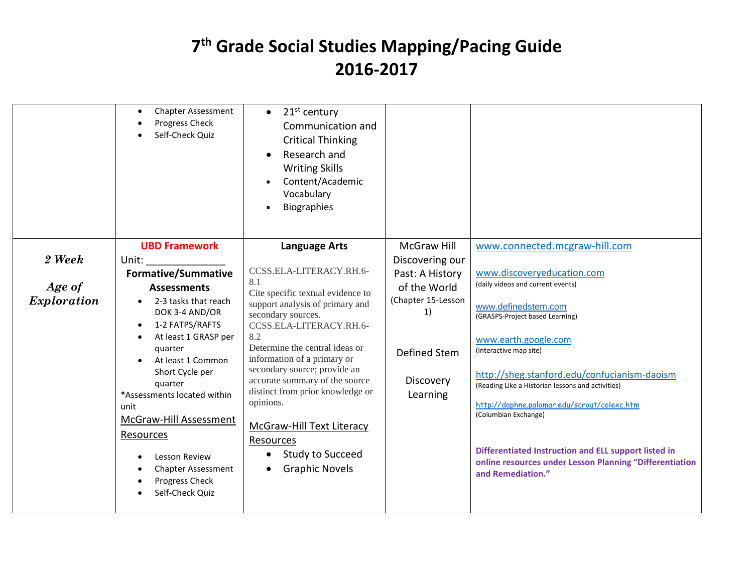# 7th Grade Social Studies Mapping/Pacing Guide
# 2016-2017

| | | | | |
|---|---|---|---|---|
| | • Chapter Assessment<br>• Progress Check<br>• Self-Check Quiz | • 21st century Communication and Critical Thinking<br>• Research and Writing Skills<br>• Content/Academic Vocabulary<br>• Biographies | | |
| ***2 Week***<br><br>***Age of Exploration*** | **UBD Framework**<br>Unit: ______________<br>**Formative/Summative Assessments**<br>• 2-3 tasks that reach DOK 3-4 AND/OR<br>• 1-2 FATPS/RAFTS<br>• At least 1 GRASP per quarter<br>• At least 1 Common Short Cycle per quarter<br>*Assessments located within unit<br>McGraw-Hill Assessment Resources<br>• Lesson Review<br>• Chapter Assessment<br>• Progress Check<br>• Self-Check Quiz | **Language Arts**<br>CCSS.ELA-LITERACY.RH.6-8.1<br>Cite specific textual evidence to support analysis of primary and secondary sources.<br>CCSS.ELA-LITERACY.RH.6-8.2<br>Determine the central ideas or information of a primary or secondary source; provide an accurate summary of the source distinct from prior knowledge or opinions.<br><br>McGraw-Hill Text Literacy Resources<br>• Study to Succeed<br>• Graphic Novels | McGraw Hill Discovering our Past: A History of the World (Chapter 15-Lesson 1)<br><br>Defined Stem<br><br>Discovery Learning | www.connected.mcgraw-hill.com<br><br>www.discoveryeducation.com<br>(daily videos and current events)<br><br>www.definedstem.com<br>(GRASPS-Project based Learning)<br><br>www.earth.google.com<br>(Interactive map site)<br><br>http://sheg.stanford.edu/confucianism-daoism<br>(Reading Like a Historian lessons and activities)<br><br>http://daphne.palomar.edu/scrout/colexc.htm<br>(Columbian Exchange)<br><br>**Differentiated Instruction and ELL support listed in online resources under Lesson Planning "Differentiation and Remediation."** |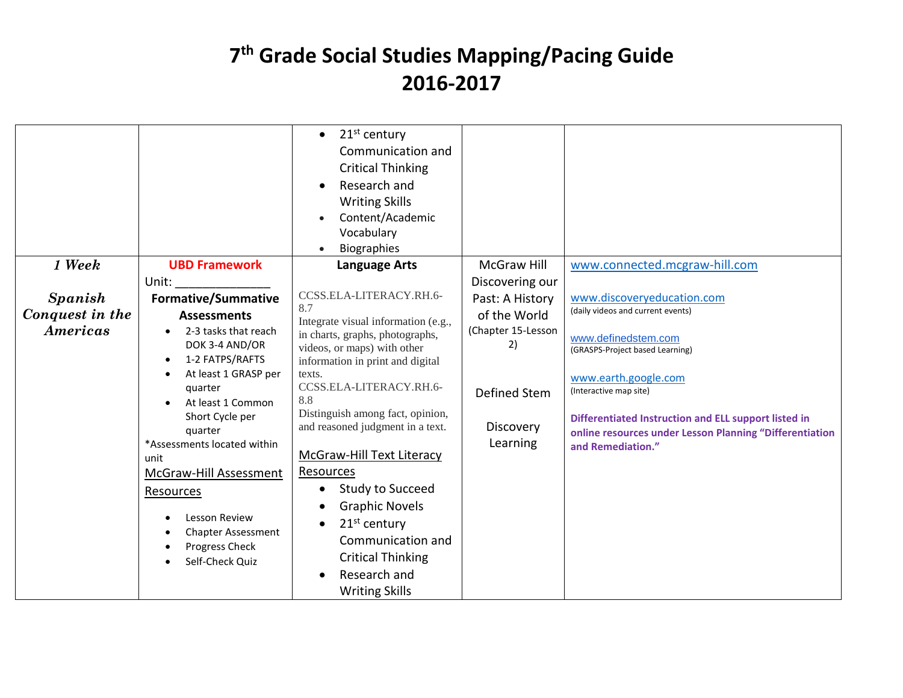# 7th Grade Social Studies Mapping/Pacing Guide 2016-2017

| | | | | |
|---|---|---|---|---|
| | | • 21st century Communication and Critical Thinking<br>• Research and Writing Skills<br>• Content/Academic Vocabulary<br>• Biographies | | |
| ***1 Week***<br><br>***Spanish Conquest in the Americas*** | **UBD Framework**<br>Unit: ______________<br>**Formative/Summative Assessments**<br>• 2-3 tasks that reach DOK 3-4 AND/OR<br>• 1-2 FATPS/RAFTS<br>• At least 1 GRASP per quarter<br>• At least 1 Common Short Cycle per quarter<br>*Assessments located within unit<br>McGraw-Hill Assessment Resources<br>• Lesson Review<br>• Chapter Assessment<br>• Progress Check<br>• Self-Check Quiz | **Language Arts**<br><br>CCSS.ELA-LITERACY.RH.6-8.7<br>Integrate visual information (e.g., in charts, graphs, photographs, videos, or maps) with other information in print and digital texts.<br>CCSS.ELA-LITERACY.RH.6-8.8<br>Distinguish among fact, opinion, and reasoned judgment in a text.<br><br>McGraw-Hill Text Literacy Resources<br>• Study to Succeed<br>• Graphic Novels<br>• 21st century Communication and Critical Thinking<br>• Research and Writing Skills | McGraw Hill Discovering our Past: A History of the World (Chapter 15-Lesson 2)<br><br>Defined Stem<br><br>Discovery Learning | www.connected.mcgraw-hill.com<br><br>www.discoveryeducation.com<br>(daily videos and current events)<br><br>www.definedstem.com<br>(GRASPS-Project based Learning)<br><br>www.earth.google.com<br>(Interactive map site)<br><br>**Differentiated Instruction and ELL support listed in online resources under Lesson Planning "Differentiation and Remediation."** |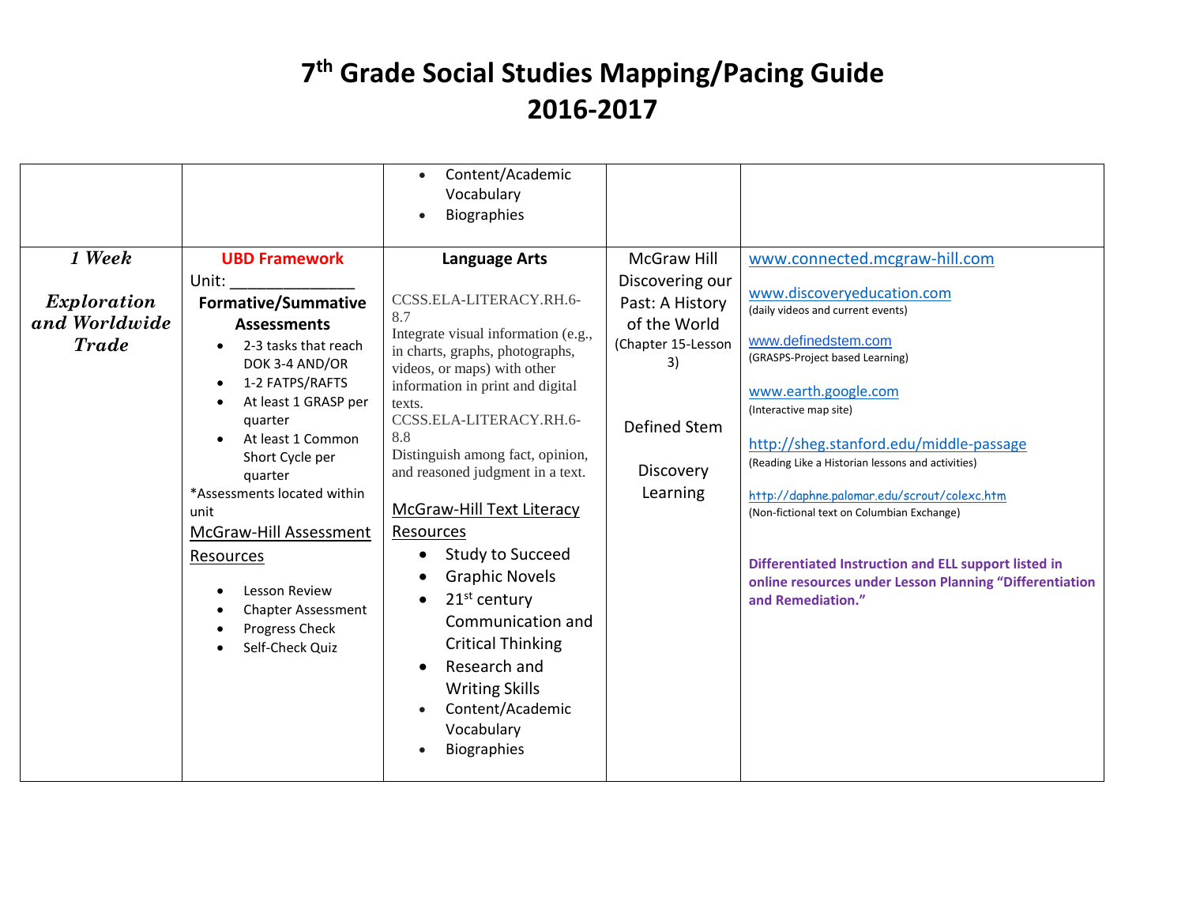# 7th Grade Social Studies Mapping/Pacing Guide 2016-2017

| | | | | |
|---|---|---|---|---|
| | | • Content/Academic Vocabulary<br>• Biographies | | |
| ***1 Week***<br><br>***Exploration and Worldwide Trade*** | **UBD Framework**<br>Unit: _______________<br>**Formative/Summative Assessments**<br>• 2-3 tasks that reach DOK 3-4 AND/OR<br>• 1-2 FATPS/RAFTS<br>• At least 1 GRASP per quarter<br>• At least 1 Common Short Cycle per quarter<br>*Assessments located within unit<br>McGraw-Hill Assessment Resources<br>• Lesson Review<br>• Chapter Assessment<br>• Progress Check<br>• Self-Check Quiz | **Language Arts**<br><br>CCSS.ELA-LITERACY.RH.6-8.7<br>Integrate visual information (e.g., in charts, graphs, photographs, videos, or maps) with other information in print and digital texts.<br>CCSS.ELA-LITERACY.RH.6-8.8<br>Distinguish among fact, opinion, and reasoned judgment in a text.<br><br>McGraw-Hill Text Literacy Resources<br>• Study to Succeed<br>• Graphic Novels<br>• 21st century Communication and Critical Thinking<br>• Research and Writing Skills<br>• Content/Academic Vocabulary<br>• Biographies | McGraw Hill Discovering our Past: A History of the World (Chapter 15-Lesson 3)<br><br>Defined Stem<br><br>Discovery Learning | www.connected.mcgraw-hill.com<br><br>www.discoveryeducation.com<br>(daily videos and current events)<br><br>www.definedstem.com<br>(GRASPS-Project based Learning)<br><br>www.earth.google.com<br>(Interactive map site)<br><br>http://sheg.stanford.edu/middle-passage<br>(Reading Like a Historian lessons and activities)<br><br>http://daphne.palomar.edu/scrout/colexc.htm<br>(Non-fictional text on Columbian Exchange)<br><br>**Differentiated Instruction and ELL support listed in online resources under Lesson Planning "Differentiation and Remediation."** |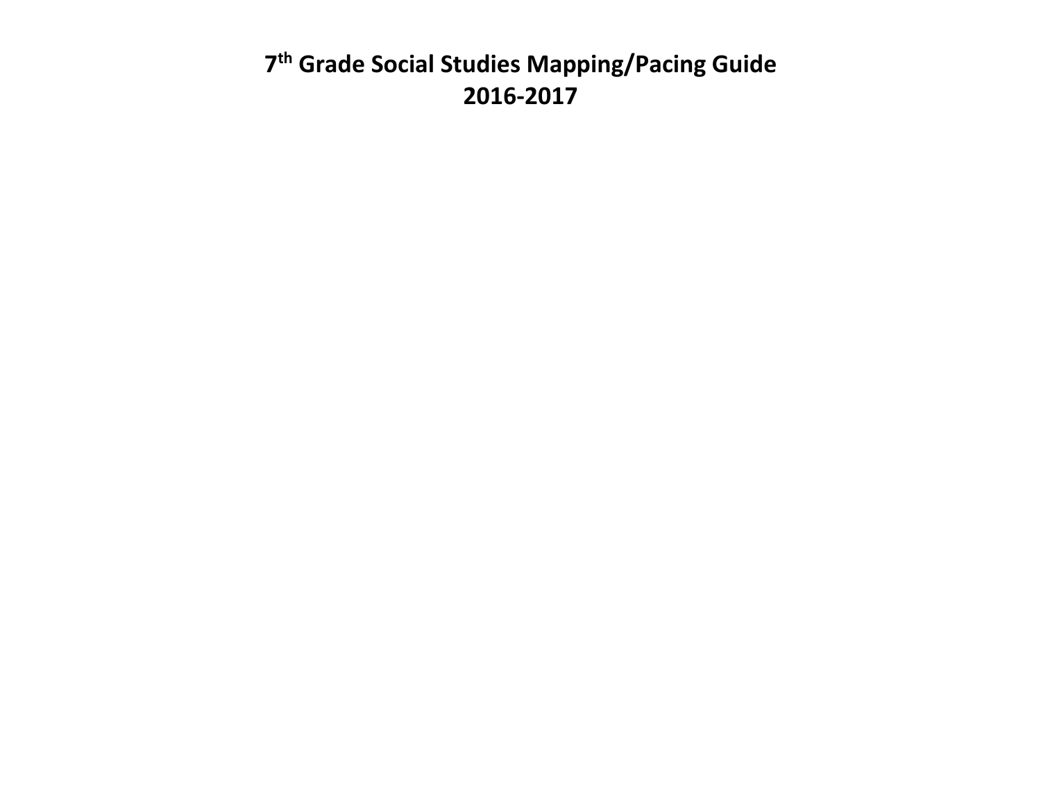# 7th Grade Social Studies Mapping/Pacing Guide
# 2016-2017